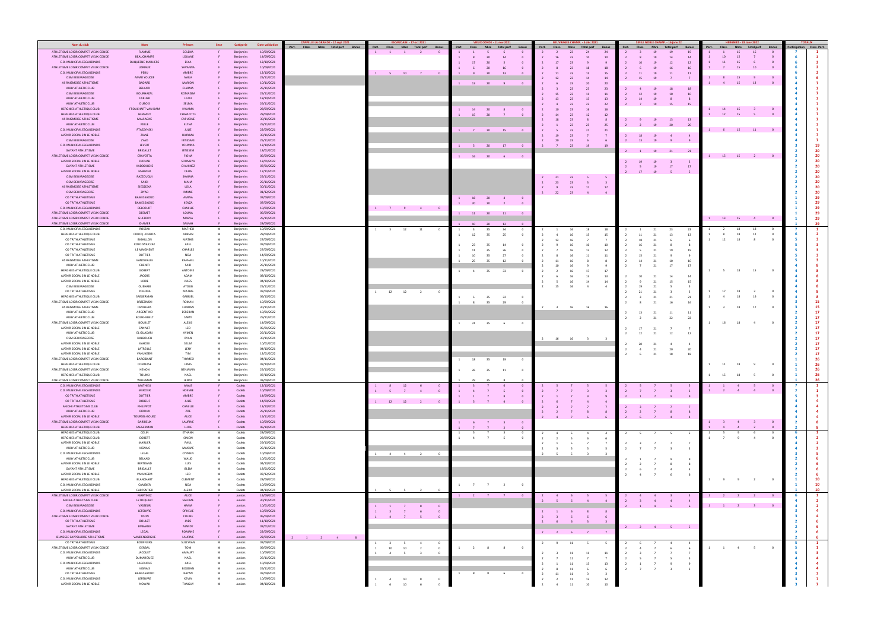| | | | | | | CAPPELLE LA GRANDE - 12 sept 2021 | | | | | ESCAUDAIN - 17 oct 2021 | | | | | VIEUX CONDE - 11 nov 2021 | | | | | BEUVRAGES CHAMP. - 5 déc 2021 | | | | | SIN LE NOBLE CHAMP. - 16 janv 22 | | | | | HERGNIES - 23 janv 2022 | | | | | TOTAUX | |
|---|---|---|---|---|---|---|---|---|---|---|---|---|---|---|---|---|---|---|---|---|---|---|---|---|---|---|---|---|---|---|---|---|---|---|---|---|---|
| Nom du club | Nom | Prénom | Sexe | Catégorie | Date validation | Part. | Class. | Nbre | Total perf | Bonus | Part. | Class. | Nbre | Total perf | Bonus | Part. | Class. | Nbre | Total perf | Bonus | Part. | Class. | Nbre | Total perf | Bonus | Part. | Class. | Nbre | Total perf | Bonus | Part. | Class. | Nbre | Total perf | Bonus | Participation | Class. Part. |
| ATHLETISME LOISIR COMPET VIEUX CONDE | FLAMME | SOLENA | F | Benjamines | 10/09/2021 | | | | | | 1 | 1 | 1 | 2 | 0 | 1 | 1 | 20 | 21 | 0 | 2 | 2 | 23 | 24 | 24 | 2 | 3 | 19 | 19 | 19 | 1 | 1 | 15 | 16 | 0 | 7 | 1 |
| ATHLETISME LOISIR COMPET VIEUX CONDE | BEAUCHAMPS | LOUANE | F | Benjamines | 14/09/2021 | | | | | | | | | | | 1 | 8 | 20 | 14 | 0 | 2 | 16 | 23 | 10 | 10 | 2 | 8 | 19 | 14 | 14 | 1 | 10 | 15 | 7 | 0 | 6 | 2 |
| C.O. MUNICIPAL ESCAUDINOIS | DUQUESNE MARLIERE | ELYA | F | Benjamines | 12/10/2021 | | | | | | | | | | | 1 | 17 | 20 | 5 | 0 | 2 | 17 | 23 | 9 | 9 | 2 | 10 | 19 | 12 | 12 | 1 | 11 | 15 | 6 | 0 | 6 | 2 |
| ATHLETISME LOISIR COMPET VIEUX CONDE | LORIAUX | SAVANNA | F | Benjamines | 10/09/2021 | | | | | | | | | | | 1 | 6 | 20 | 16 | 0 | 2 | 8 | 23 | 18 | 18 | 2 | 6 | 19 | 16 | 16 | 1 | 7 | 15 | 10 | 0 | 6 | 2 |
| C.O. MUNICIPAL ESCAUDINOIS | PERU | AMBRE | F | Benjamines | 12/10/2021 | | | | | | 1 | 5 | 10 | 7 | 0 | 1 | 9 | 20 | 13 | 0 | 2 | 11 | 23 | 15 | 15 | 2 | 11 | 19 | 11 | 11 | | | | | | 6 | 2 |
| OSM BEUVRAGEOISE | AMAR YOUCEF | NAILA | F | Benjamines | 25/11/2021 | | | | | | | | | | | | | | | | 2 | 12 | 23 | 14 | 14 | 2 | 15 | 19 | 7 | 7 | 1 | 8 | 15 | 9 | 0 | 5 | 6 |
| AS RAISMOISE ATHLETISME | BADARD | MARION | F | Benjamines | 10/11/2021 | | | | | | | | | | | 1 | 13 | 20 | 9 | 0 | 2 | 6 | 23 | 20 | 20 | | | | | | 1 | 4 | 15 | 13 | 0 | 4 | 7 |
| AUBY ATHLETIC CLUB | BELKADI | CHAIMA | F | Benjamines | 26/11/2021 | | | | | | | | | | | | | | | | 2 | 3 | 23 | 23 | 23 | 2 | 4 | 19 | 18 | 18 | | | | | | 4 | 7 |
| OSM BEUVRAGEOISE | BOURHAZAL | ROMAISSA | F | Benjamines | 25/11/2021 | | | | | | | | | | | | | | | | 2 | 15 | 23 | 11 | 11 | 2 | 12 | 19 | 10 | 10 | | | | | | 4 | 7 |
| AUBY ATHLETIC CLUB | CARLIER | LILOU | F | Benjamines | 18/10/2021 | | | | | | | | | | | | | | | | 2 | 13 | 23 | 13 | 13 | 2 | 14 | 19 | 8 | 8 | | | | | | 4 | 7 |
| AUBY ATHLETIC CLUB | DUBOIS | SELMA | F | Benjamines | 26/11/2021 | | | | | | | | | | | | | | | | 2 | 4 | 23 | 22 | 22 | 2 | 7 | 19 | 15 | 15 | | | | | | 4 | 7 |
| HERGNIES ATHLETIQUE CLUB | FROUCHART VAN DAM | HYLANA | F | Benjamines | 28/09/2021 | | | | | | | | | | | 1 | 14 | 20 | 8 | 0 | 2 | 10 | 23 | 16 | 16 | | | | | | 1 | 14 | 15 | 3 | 0 | 4 | 7 |
| HERGNIES ATHLETIQUE CLUB | HERBAUT | CHARLOTTE | F | Benjamines | 28/09/2021 | | | | | | | | | | | 1 | 15 | 20 | 7 | 0 | 2 | 14 | 23 | 12 | 12 | | | | | | 1 | 12 | 15 | 5 | 0 | 4 | 7 |
| AS RAISMOISE ATHLETISME | MALSAGNE | CAPUCINE | F | Benjamines | 30/11/2021 | | | | | | | | | | | | | | | | 2 | 18 | 23 | 8 | 8 | 2 | 9 | 19 | 13 | 13 | | | | | | 4 | 7 |
| AUBY ATHLETIC CLUB | MILLE | ELYNA | F | Benjamines | 29/11/2021 | | | | | | | | | | | | | | | | 2 | 1 | 23 | 25 | 25 | 2 | 2 | 19 | 20 | 20 | | | | | | 4 | 7 |
| C.O. MUNICIPAL ESCAUDINOIS | PTASZYNSKI | JULIE | F | Benjamines | 22/09/2021 | | | | | | | | | | | 1 | 7 | 20 | 15 | 0 | 2 | 5 | 23 | 21 | 21 | | | | | | 1 | 6 | 15 | 11 | 0 | 4 | 7 |
| AVENIR SOCIAL SIN LE NOBLE | ZIANE | HAKYMA | F | Benjamines | 30/11/2021 | | | | | | | | | | | | | | | | 2 | 19 | 23 | 7 | 7 | 2 | 18 | 19 | 4 | 4 | | | | | | 4 | 7 |
| OSM BEUVRAGEOISE | ZYAD | IBTISSAM | F | Benjamines | 25/11/2021 | | | | | | | | | | | | | | | | 2 | 20 | 23 | 6 | 6 | 2 | 13 | 19 | 9 | 9 | | | | | | 4 | 7 |
| C.O. MUNICIPAL ESCAUDINOIS | LEVERT | YOUMNA | F | Benjamines | 12/10/2021 | | | | | | | | | | | 1 | 5 | 20 | 17 | 0 | 2 | 7 | 23 | 19 | 19 | | | | | | | | | | | 3 | 19 |
| GAYANT ATHLETISME | BRIDAULT | IBTISSEM | F | Benjamines | 18/01/2022 | | | | | | | | | | | | | | | | | | | | | 2 | 1 | 19 | 21 | 21 | | | | | | 2 | 20 |
| ATHLETISME LOISIR COMPET VIEUX CONDE | CRAVOTTA | FIONA | F | Benjamines | 06/09/2021 | | | | | | | | | | | 1 | 16 | 20 | 6 | 0 | | | | | | | | | | | 1 | 15 | 15 | 2 | 0 | 2 | 20 |
| AVENIR SOCIAL SIN LE NOBLE | DJOUAB | SOUMEYA | F | Benjamines | 12/01/2022 | | | | | | | | | | | | | | | | | | | | | 2 | 19 | 19 | 3 | 3 | | | | | | 2 | 20 |
| GAYANT ATHLETISME | HADDOUCHE | CHAHINEZ | F | Benjamines | 07/01/2022 | | | | | | | | | | | | | | | | | | | | | 2 | 5 | 19 | 17 | 17 | | | | | | 2 | 20 |
| AVENIR SOCIAL SIN LE NOBLE | MARNIER | CELIA | F | Benjamines | 17/11/2021 | | | | | | | | | | | | | | | | | | | | | 2 | 17 | 19 | 5 | 5 | | | | | | 2 | 20 |
| OSM BEUVRAGEOISE | RAZZOUQUI | SHAIMA | F | Benjamines | 25/11/2021 | | | | | | | | | | | | | | | | 2 | 21 | 23 | 5 | 5 | | | | | | | | | | | 2 | 20 |
| OSM BEUVRAGEOISE | SAIDI | MAHA | F | Benjamines | 25/11/2021 | | | | | | | | | | | | | | | | 2 | 23 | 23 | 3 | 3 | | | | | | | | | | | 2 | 20 |
| AS RAISMOISE ATHLETISME | SIEDZIKA | LOLA | F | Benjamines | 30/11/2021 | | | | | | | | | | | | | | | | 2 | 9 | 23 | 17 | 17 | | | | | | | | | | | 2 | 20 |
| OSM BEUVRAGEOISE | ZIYAD | IMANE | F | Benjamines | 01/12/2021 | | | | | | | | | | | | | | | | 2 | 22 | 23 | 4 | 4 | | | | | | | | | | | 2 | 20 |
| CO TRITH ATHLETISME | BAMESSAOUD | AMINA | F | Benjamines | 07/09/2021 | | | | | | | | | | | 1 | 18 | 20 | 4 | 0 | | | | | | | | | | | | | | | | 1 | 29 |
| CO TRITH ATHLETISME | BAMESSAOUD | KENZA | F | Benjamines | 07/09/2021 | | | | | | | | | | | 1 | 20 | 20 | 2 | 0 | | | | | | | | | | | | | | | | 1 | 29 |
| C.O. MUNICIPAL ESCAUDINOIS | DELCOURT | CAMILLE | F | Benjamines | 10/09/2021 | | | | | | 1 | 7 | 8 | 4 | 0 | | | | | | | | | | | | | | | | | | | | | 1 | 29 |
| ATHLETISME LOISIR COMPET VIEUX CONDE | DESMET | LOUNA | F | Benjamines | 06/09/2021 | | | | | | | | | | | 1 | 11 | 20 | 11 | 0 | | | | | | | | | | | | | | | | 1 | 29 |
| ATHLETISME LOISIR COMPET VIEUX CONDE | GUFFROY | MAEVA | F | Benjamines | 26/11/2021 | | | | | | | | | | | | | | | | | | | | | | | | | | 1 | 13 | 15 | 4 | 0 | 1 | 29 |
| ATHLETISME LOISIR COMPET VIEUX CONDE | ID AMER | SANAH | F | Benjamines | 28/09/2021 | | | | | | | | | | | 1 | 10 | 20 | 12 | 0 | | | | | | | | | | | | | | | | 1 | 29 |
| C.O. MUNICIPAL ESCAUDINOIS | ROSZAK | MATHEO | M | Benjamins | 10/09/2021 | | | | | | 1 | 3 | 12 | 11 | 0 | 1 | 3 | 35 | 34 | 0 | 2 | 1 | 16 | 18 | 18 | 2 | 1 | 21 | 23 | 23 | 1 | 2 | 18 | 18 | 0 | 7 | 1 |
| HERGNIES ATHLETIQUE CLUB | CRUCQ - DUBOIS | ADRIAN | M | Benjamins | 28/09/2021 | | | | | | | | | | | 1 | 12 | 35 | 25 | 0 | 2 | 4 | 16 | 15 | 15 | 2 | 11 | 21 | 13 | 13 | 1 | 8 | 18 | 12 | 0 | 6 | 2 |
| CO TRITH ATHLETISME | BIGAILLON | MATHIS | M | Benjamins | 27/09/2021 | | | | | | | | | | | | | | | | 2 | 12 | 16 | 7 | 7 | 2 | 18 | 21 | 6 | 6 | 1 | 12 | 18 | 8 | 0 | 5 | 3 |
| CO TRITH ATHLETISME | KOLODZIEJCZAK | AXEL | M | Benjamins | 07/09/2021 | | | | | | | | | | | 1 | 23 | 35 | 14 | 0 | 2 | 9 | 16 | 10 | 10 | 2 | 16 | 21 | 8 | 8 | | | | | | 5 | 3 |
| CO TRITH ATHLETISME | LE MAGNENT | CHARLES | M | Benjamins | 27/09/2021 | | | | | | | | | | | 1 | 11 | 35 | 26 | 0 | 2 | 7 | 16 | 12 | 12 | 2 | 5 | 21 | 19 | 19 | | | | | | 5 | 3 |
| CO TRITH ATHLETISME | OUTTIER | NOA | M | Benjamins | 14/09/2021 | | | | | | | | | | | 1 | 10 | 35 | 27 | 0 | 2 | 8 | 16 | 11 | 11 | 2 | 15 | 21 | 9 | 9 | | | | | | 5 | 3 |
| AS RAISMOISE ATHLETISME | VANDWALLE | RAPHAEL | M | Benjamins | 10/11/2021 | | | | | | | | | | | 1 | 25 | 35 | 12 | 0 | 2 | 11 | 16 | 8 | 8 | 2 | 14 | 21 | 10 | 10 | | | | | | 5 | 3 |
| AUBY ATHLETIC CLUB | CHENITI | SAID | M | Benjamins | 26/11/2021 | | | | | | | | | | | | | | | | 2 | 10 | 16 | 9 | 9 | 2 | 7 | 21 | 17 | 17 | | | | | | 4 | 8 |
| HERGNIES ATHLETIQUE CLUB | GOBERT | ANTOINE | M | Benjamins | 28/09/2021 | | | | | | | | | | | 1 | 4 | 35 | 33 | 0 | 2 | 2 | 16 | 17 | 17 | | | | | | 1 | 5 | 18 | 15 | 0 | 4 | 8 |
| AVENIR SOCIAL SIN LE NOBLE | JACOBS | ADAM | M | Benjamins | 08/10/2021 | | | | | | | | | | | | | | | | 2 | 6 | 16 | 13 | 13 | 2 | 10 | 21 | 14 | 14 | | | | | | 4 | 8 |
| AVENIR SOCIAL SIN LE NOBLE | LOIRE | JULES | M | Benjamins | 04/10/2021 | | | | | | | | | | | | | | | | 2 | 5 | 16 | 14 | 14 | 2 | 9 | 21 | 15 | 15 | | | | | | 4 | 8 |
| OSM BEUVRAGEOISE | OUEHABI | AYOUB | M | Benjamins | 25/11/2021 | | | | | | | | | | | | | | | | 2 | 15 | 16 | 4 | 4 | 2 | 19 | 21 | 5 | 5 | | | | | | 4 | 8 |
| CO TRITH ATHLETISME | POGODA | MATHIS | M | Benjamins | 07/09/2021 | | | | | | 1 | 12 | 12 | 2 | 0 | | | | | | | | | | | 2 | 21 | 21 | 3 | 3 | 1 | 17 | 18 | 3 | 0 | 4 | 8 |
| HERGNIES ATHLETIQUE CLUB | SAEGERMAN | GABRIEL | M | Benjamins | 06/10/2021 | | | | | | | | | | | 1 | 5 | 35 | 32 | 0 | | | | | | 2 | 3 | 21 | 21 | 21 | 1 | 4 | 18 | 16 | 0 | 4 | 8 |
| ATHLETISME LOISIR COMPET VIEUX CONDE | BRZEZINSKI | ROMAN | M | Benjamins | 10/09/2021 | | | | | | | | | | | 1 | 8 | 35 | 29 | 0 | | | | | | 2 | 8 | 21 | 16 | 16 | | | | | | 3 | 15 |
| AS RAISMOISE ATHLETISME | DEVILLERS | FLORIAN | M | Benjamins | 30/11/2021 | | | | | | | | | | | | | | | | 2 | 3 | 16 | 16 | 16 | | | | | | 1 | 3 | 18 | 17 | 0 | 3 | 15 |
| AUBY ATHLETIC CLUB | ARGENTINO | ESTEBAN | M | Benjamins | 10/01/2022 | | | | | | | | | | | | | | | | | | | | | 2 | 13 | 21 | 11 | 11 | | | | | | 2 | 17 |
| AUBY ATHLETIC CLUB | BOUKHEBELT | SAMY | M | Benjamins | 29/11/2021 | | | | | | | | | | | | | | | | | | | | | 2 | 2 | 21 | 22 | 22 | | | | | | 2 | 17 |
| ATHLETISME LOISIR COMPET VIEUX CONDE | BOURLET | ALEXIS | M | Benjamins | 14/09/2021 | | | | | | | | | | | 1 | 31 | 35 | 6 | 0 | | | | | | | | | | | 1 | 16 | 18 | 4 | 0 | 2 | 17 |
| AVENIR SOCIAL SIN LE NOBLE | CANIVET | LEO | M | Benjamins | 05/01/2022 | | | | | | | | | | | | | | | | | | | | | 2 | 17 | 21 | 7 | 7 | | | | | | 2 | 17 |
| AUBY ATHLETIC CLUB | EL GUADARI | AYMEN | M | Benjamins | 26/11/2021 | | | | | | | | | | | | | | | | | | | | | 2 | 12 | 21 | 12 | 12 | | | | | | 2 | 17 |
| OSM BEUVRAGEOISE | HALBOUCH | RYAN | M | Benjamins | 30/11/2021 | | | | | | | | | | | | | | | | 2 | 16 | 16 | 3 | 3 | | | | | | | | | | | 2 | 17 |
| AVENIR SOCIAL SIN LE NOBLE | KAHOUI | SELIM | M | Benjamins | 10/01/2022 | | | | | | | | | | | | | | | | | | | | | 2 | 20 | 21 | 4 | 4 | | | | | | 2 | 17 |
| AVENIR SOCIAL SIN LE NOBLE | LATREILLE | LENY | M | Benjamins | 04/10/2021 | | | | | | | | | | | | | | | | | | | | | 2 | 4 | 21 | 20 | 20 | | | | | | 2 | 17 |
| AVENIR SOCIAL SIN LE NOBLE | VANUXEEM | TIM | M | Benjamins | 12/01/2022 | | | | | | | | | | | | | | | | | | | | | 2 | 6 | 21 | 18 | 18 | | | | | | 2 | 17 |
| ATHLETISME LOISIR COMPET VIEUX CONDE | BARSEBANT | THYMEO | M | Benjamins | 04/11/2021 | | | | | | | | | | | 1 | 18 | 35 | 19 | 0 | | | | | | | | | | | | | | | | 1 | 26 |
| HERGNIES ATHLETIQUE CLUB | CONTESSE | JANIS | M | Benjamins | 07/10/2021 | | | | | | | | | | | | | | | | | | | | | | | | | | 1 | 11 | 18 | 9 | 0 | 1 | 26 |
| ATHLETISME LOISIR COMPET VIEUX CONDE | HENON | BENJAMIN | M | Benjamins | 25/10/2021 | | | | | | | | | | | 1 | 26 | 35 | 11 | 0 | | | | | | | | | | | | | | | | 1 | 26 |
| HERGNIES ATHLETIQUE CLUB | TOUNSI | NAEL | M | Benjamins | 07/10/2021 | | | | | | | | | | | | | | | | | | | | | | | | | | 1 | 15 | 18 | 5 | 0 | 1 | 26 |
| ATHLETISME LOISIR COMPET VIEUX CONDE | WILLEMAN | LENNY | M | Benjamins | 03/09/2021 | | | | | | | | | | | 1 | 29 | 35 | 8 | 0 | | | | | | | | | | | | | | | | 1 | 26 |
| C.O. MUNICIPAL ESCAUDINOIS | MATHIEU | ANAIS | F | Cadets | 12/10/2021 | | | | | | 1 | 8 | 12 | 6 | 0 | 1 | 3 | 7 | 6 | 0 | 2 | 5 | 7 | 5 | 5 | 2 | 5 | 7 | 5 | 5 | 1 | 1 | 4 | 5 | 0 | 7 | 1 |
| C.O. MUNICIPAL ESCAUDINOIS | MERCIER | NOEMIE | F | Cadets | 10/09/2021 | | | | | | 1 | 5 | 7 | 4 | 0 | 1 | 4 | 7 | 5 | 0 | 2 | 7 | 7 | 3 | 3 | 2 | 7 | 7 | 3 | 3 | 1 | 2 | 4 | 4 | 0 | 7 | 1 |
| CO TRITH ATHLETISME | DUTTIER | AMBRE | F | Cadets | 14/09/2021 | | | | | | | | | | | 1 | 1 | 7 | 8 | 0 | 2 | 1 | 7 | 9 | 9 | 2 | 1 | 7 | 9 | 9 | | | | | | 5 | 3 |
| CO TRITH ATHLETISME | DOBELF | JULIE | F | Cadets | 14/09/2021 | | | | | | 1 | 12 | 12 | 2 | 0 | 1 | 5 | 7 | 4 | 0 | 2 | 6 | 7 | 4 | 4 | | | | | | | | | | | 4 | 4 |
| ANICHE ATHLETISME CLUB | PHILIPPOT | CAMILLE | F | Cadets | 13/10/2021 | | | | | | | | | | | | | | | | 2 | 3 | 7 | 7 | 7 | 2 | 3 | 7 | 7 | 7 | | | | | | 4 | 4 |
| AUBY ATHLETIC CLUB | RIDOUX | ZOE | F | Cadets | 26/11/2021 | | | | | | | | | | | | | | | | 2 | 2 | 7 | 8 | 8 | 2 | 2 | 7 | 8 | 8 | | | | | | 4 | 4 |
| AVENIR SOCIAL SIN LE NOBLE | TOURSEL-BOUEZ | ALICE | F | Cadets | 19/11/2021 | | | | | | | | | | | | | | | | 2 | 4 | 7 | 6 | 6 | 2 | 6 | 7 | 4 | 4 | | | | | | 4 | 4 |
| ATHLETISME LOISIR COMPET VIEUX CONDE | BARBIEUX | LAURINE | F | Cadets | 10/09/2021 | | | | | | | | | | | 1 | 6 | 7 | 3 | 0 | | | | | | | | | | | 1 | 3 | 4 | 3 | 0 | 2 | 8 |
| HERGNIES ATHLETIQUE CLUB | SAEGERMAN | LUCIE | F | Cadets | 06/10/2021 | | | | | | | | | | | 1 | 7 | 7 | 2 | 0 | | | | | | | | | | | 1 | 4 | 4 | 2 | 0 | 2 | 8 |
| HERGNIES ATHLETIQUE CLUB | COLIN | ETHANN | M | Cadets | 28/09/2021 | | | | | | | | | | | 1 | 5 | 7 | 4 | 0 | 2 | 4 | 5 | 4 | 4 | 2 | 5 | 7 | 5 | 5 | 1 | 5 | 9 | 6 | 0 | 6 | 1 |
| HERGNIES ATHLETIQUE CLUB | GOBERT | SIMON | M | Cadets | 28/09/2021 | | | | | | | | | | | 1 | 4 | 7 | 5 | 0 | 2 | 2 | 5 | 6 | 6 | | | | | | 1 | 7 | 9 | 4 | 0 | 4 | 2 |
| AVENIR SOCIAL SIN LE NOBLE | MARLIER | PAUL | M | Cadets | 29/10/2021 | | | | | | | | | | | | | | | | 2 | 1 | 5 | 7 | 7 | 2 | 3 | 7 | 7 | 7 | | | | | | 4 | 2 |
| AUBY ATHLETIC CLUB | VIGNAIS | MAXIME | M | Cadets | 26/11/2021 | | | | | | | | | | | | | | | | 2 | 3 | 5 | 5 | 5 | 2 | 7 | 7 | 3 | 3 | | | | | | 4 | 2 |
| C.O. MUNICIPAL ESCAUDINOIS | LEGAL | CYPRIEN | M | Cadets | 10/09/2021 | | | | | | 1 | 4 | 4 | 2 | 0 | | | | | | 2 | 5 | 5 | 3 | 3 | | | | | | | | | | | 3 | 5 |
| AUBY ATHLETIC CLUB | BELKADI | WALID | M | Cadets | 10/01/2022 | | | | | | | | | | | | | | | | | | | | | 2 | 1 | 7 | 9 | 9 | | | | | | 2 | 6 |
| AVENIR SOCIAL SIN LE NOBLE | BERTRAND | LUIS | M | Cadets | 04/10/2021 | | | | | | | | | | | | | | | | | | | | | 2 | 2 | 7 | 8 | 8 | | | | | | 2 | 6 |
| GAYANT ATHLETISME | BRIDAULT | ISLEM | M | Cadets | 18/01/2022 | | | | | | | | | | | | | | | | | | | | | 2 | 6 | 7 | 4 | 4 | | | | | | 2 | 6 |
| AVENIR SOCIAL SIN LE NOBLE | VANUXEEM | LEO | M | Cadets | 07/12/2021 | | | | | | | | | | | | | | | | | | | | | 2 | 4 | 7 | 6 | 6 | | | | | | 2 | 6 |
| HERGNIES ATHLETIQUE CLUB | BLANCHART | CLEMENT | M | Cadets | 29/09/2021 | | | | | | | | | | | | | | | | | | | | | | | | | | 1 | 9 | 9 | 2 | 0 | 1 | 10 |
| C.O. MUNICIPAL ESCAUDINOIS | CAMBIER | NOA | M | Cadets | 10/09/2021 | | | | | | | | | | | 1 | 7 | 7 | 2 | 0 | | | | | | | | | | | | | | | | 1 | 10 |
| C.O. MUNICIPAL ESCAUDINOIS | CARPENTIER | ALEXIS | M | Cadets | 04/10/2021 | | | | | | 1 | 5 | 5 | 2 | 0 | | | | | | | | | | | | | | | | | | | | | 1 | 10 |
| ATHLETISME LOISIR COMPET VIEUX CONDE | MARTINEZ | ALICE | F | Juniors | 14/09/2021 | | | | | | | | | | | 1 | 2 | 7 | 7 | 0 | 2 | 4 | 6 | 5 | 5 | 2 | 4 | 4 | 3 | 3 | 1 | 2 | 2 | 2 | 0 | 6 | 1 |
| ANICHE ATHLETISME CLUB | LETOQUART | SALOME | F | Juniors | 30/11/2021 | | | | | | | | | | | | | | | | 2 | 5 | 6 | 4 | 4 | 2 | 3 | 4 | 4 | 4 | | | | | | 4 | 2 |
| OSM BEUVRAGEOISE | VASSEUR | HANA | F | Juniors | 10/01/2022 | | | | | | 1 | 1 | 7 | 8 | 0 | | | | | | | | | | | 2 | 1 | 4 | 6 | 6 | 1 | 1 | 2 | 3 | 0 | 4 | 2 |
| C.O. MUNICIPAL ESCAUDINOIS | LEFEBVRE | OPHELIE | F | Juniors | 10/09/2021 | | | | | | 1 | 3 | 7 | 6 | 0 | | | | | | 2 | 1 | 6 | 8 | 8 | | | | | | | | | | | 3 | 4 |
| ATHLETISME LOISIR COMPET VIEUX CONDE | TISON | COLINE | F | Juniors | 06/09/2021 | | | | | | 1 | 4 | 7 | 5 | 0 | | | | | | 2 | 3 | 6 | 6 | 6 | | | | | | | | | | | 3 | 4 |
| CO TRITH ATHLETISME | BOULET | JADE | F | Juniors | 11/10/2021 | | | | | | | | | | | | | | | | 2 | 6 | 6 | 3 | 3 | | | | | | | | | | | 2 | 6 |
| GAYANT ATHLETISME | EMBAREK | MANDY | F | Juniors | 07/01/2022 | | | | | | | | | | | | | | | | | | | | | 2 | 2 | 4 | 5 | 5 | | | | | | 2 | 6 |
| C.O. MUNICIPAL ESCAUDINOIS | LEGAL | ROXANE | F | Juniors | 22/09/2021 | | | | | | | | | | | | | | | | 2 | 2 | 6 | 7 | 7 | | | | | | | | | | | 2 | 6 |
| JEUNESSE CAPPELLOISE ATHLETISME | VANDENBERGHE | LAURINE | F | Juniors | 22/09/2021 | 2 | 1 | 2 | 4 | 4 | | | | | | | | | | | | | | | | | | | | | | | | | | 2 | 6 |
| CO TRITH ATHLETISME | BOUFFLERS | SULLYVAN | M | Juniors | 07/09/2021 | | | | | | | | | | | 1 | 3 | 5 | 4 | 0 | 2 | 9 | 11 | 5 | 5 | 2 | 6 | 7 | 4 | 4 | | | | | | 5 | 1 |
| ATHLETISME LOISIR COMPET VIEUX CONDE | DERBAL | TOM | M | Juniors | 09/09/2021 | | | | | | 1 | 10 | 10 | 2 | 0 | 1 | 3 | 8 | 8 | 0 | | | | | | 2 | 4 | 7 | 6 | 6 | 1 | 1 | 4 | 5 | 0 | 5 | 1 |
| C.O. MUNICIPAL ESCAUDINOIS | JACQUET | AMAURY | M | Juniors | 10/09/2021 | | | | | | | | | | | 1 | 4 | 5 | 3 | 0 | 2 | 3 | 11 | 11 | 11 | 2 | 3 | 7 | 7 | 7 | | | | | | 5 | 3 |
| AUBY ATHLETIC CLUB | DUMARQUEZ | NAEL | M | Juniors | 26/11/2021 | | | | | | | | | | | | | | | | 2 | 7 | 11 | 7 | 7 | 2 | 5 | 7 | 5 | 5 | | | | | | 4 | 4 |
| C.O. MUNICIPAL ESCAUDINOIS | LAGOUCHE | AXEL | M | Juniors | 10/09/2021 | | | | | | | | | | | | | | | | 2 | 1 | 11 | 13 | 13 | 2 | 1 | 7 | 9 | 9 | | | | | | 4 | 4 |
| AUBY ATHLETIC CLUB | VIGNAIS | BOGDAN | M | Juniors | 26/11/2021 | | | | | | | | | | | | | | | | 2 | 8 | 11 | 6 | 6 | 2 | 7 | 7 | 3 | 3 | | | | | | 4 | 4 |
| CO TRITH ATHLETISME | BAMESSAOUD | RAYAN | M | Juniors | 07/09/2021 | | | | | | | | | | | 1 | 8 | 8 | 2 | 0 | 2 | 11 | 11 | 3 | 3 | | | | | | | | | | | 3 | 7 |
| C.O. MUNICIPAL ESCAUDINOIS | LEFEBVRE | KEVIN | M | Juniors | 10/09/2021 | | | | | | 1 | 4 | 10 | 8 | 0 | | | | | | 2 | 2 | 11 | 12 | 12 | | | | | | | | | | | 3 | 7 |
| AVENIR SOCIAL SIN LE NOBLE | NOWAK | TANGUY | M | Juniors | 04/10/2021 | | | | | | 1 | 6 | 10 | 6 | 0 | | | | | | 2 | 4 | 11 | 10 | 10 | | | | | | | | | | | 3 | 7 |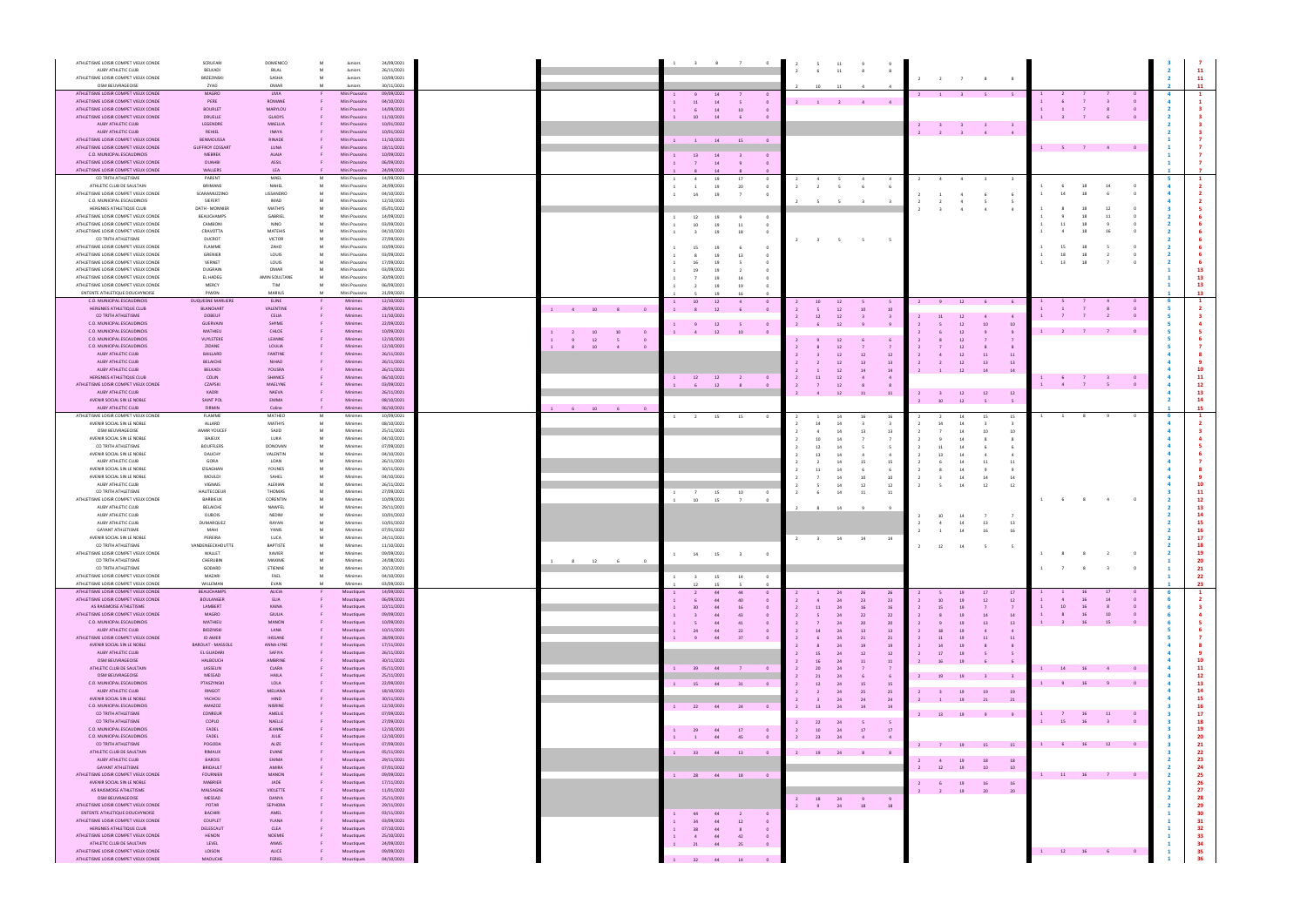| | | | | | | | |
|---|---|---|---|---|---|---|---|
| ATHLETISME LOISIR COMPET VIEUX CONDE | SCRUFARI | DOMENICO | M | Juniors | 24/09/2021 | 3 | 7 |
| AUBY ATHLETIC CLUB | BELKADI | BILAL | M | Juniors | 26/11/2021 | 2 | 11 |
| ATHLETISME LOISIR COMPET VIEUX CONDE | BRZEZINSKI | SASHA | M | Juniors | 10/09/2021 | 2 | 11 |
| OSM BEUVRAGEOISE | ZIYAD | OMAR | M | Juniors | 30/11/2021 | 2 | 11 |
| ATHLETISME LOISIR COMPET VIEUX CONDE | MAGRO | LIVIA | F | Mini Poussins | 09/09/2021 | 4 | 1 |
| ATHLETISME LOISIR COMPET VIEUX CONDE | PERE | ROMANE | F | Mini Poussins | 04/10/2021 | 4 | 1 |
| ATHLETISME LOISIR COMPET VIEUX CONDE | BOURLET | MARYLOU | F | Mini Poussins | 14/09/2021 | 2 | 3 |
| ATHLETISME LOISIR COMPET VIEUX CONDE | DRUELLE | GLADYS | F | Mini Poussins | 11/10/2021 | 2 | 3 |
| AUBY ATHLETIC CLUB | LEGENDRE | MAELLIA | F | Mini Poussins | 10/01/2022 | 2 | 3 |
| AUBY ATHLETIC CLUB | REHIEL | INAYA | F | Mini Poussins | 10/01/2022 | 2 | 3 |
| ATHLETISME LOISIR COMPET VIEUX CONDE | BENMOUSSA | RINADE | F | Mini Poussins | 11/10/2021 | 1 | 7 |
| ATHLETISME LOISIR COMPET VIEUX CONDE | GUFFROY COSSART | LUNA | F | Mini Poussins | 18/11/2021 | 1 | 7 |
| C.O. MUNICIPAL ESCAUDINOIS | MEBREK | ALAIA | F | Mini Poussins | 10/09/2021 | 1 | 7 |
| ATHLETISME LOISIR COMPET VIEUX CONDE | OUAHBI | ASSIL | F | Mini Poussins | 06/09/2021 | 1 | 7 |
| ATHLETISME LOISIR COMPET VIEUX CONDE | WALLERS | LEA | F | Mini Poussins | 24/09/2021 | 1 | 7 |
| CO TRITH ATHLETISME | PARENT | MAEL | M | Mini Poussins | 14/09/2021 | 5 | 1 |
| ATHLETIC CLUB DE SAULTAIN | BRIMANS | NAHEL | M | Mini Poussins | 24/09/2021 | 4 | 2 |
| ATHLETISME LOISIR COMPET VIEUX CONDE | SCARAMUZZINO | LISSANDRO | M | Mini Poussins | 04/10/2021 | 4 | 2 |
| C.O. MUNICIPAL ESCAUDINOIS | SIEFERT | IMAD | M | Mini Poussins | 12/10/2021 | 4 | 2 |
| HERGNIES ATHLETIQUE CLUB | DATH - MONNIER | MATHYS | M | Mini Poussins | 05/01/2022 | 3 | 5 |
| ATHLETISME LOISIR COMPET VIEUX CONDE | BEAUCHAMPS | GABRIEL | M | Mini Poussins | 14/09/2021 | 2 | 6 |
| ATHLETISME LOISIR COMPET VIEUX CONDE | CAMBONI | NINO | M | Mini Poussins | 03/09/2021 | 2 | 6 |
| ATHLETISME LOISIR COMPET VIEUX CONDE | CRAVOTTA | MATEHIS | M | Mini Poussins | 04/10/2021 | 2 | 6 |
| CO TRITH ATHLETISME | DUCROT | VICTOR | M | Mini Poussins | 27/09/2021 | 2 | 6 |
| ATHLETISME LOISIR COMPET VIEUX CONDE | FLAMME | ZAHO | M | Mini Poussins | 10/09/2021 | 2 | 6 |
| ATHLETISME LOISIR COMPET VIEUX CONDE | GRENIER | LOUIS | M | Mini Poussins | 03/09/2021 | 2 | 6 |
| ATHLETISME LOISIR COMPET VIEUX CONDE | VERNET | LOUIS | M | Mini Poussins | 17/09/2021 | 2 | 6 |
| ATHLETISME LOISIR COMPET VIEUX CONDE | DUGRAIN | OMAR | M | Mini Poussins | 03/09/2021 | 1 | 13 |
| ATHLETISME LOISIR COMPET VIEUX CONDE | EL HADEG | AMIN SOULTANE | M | Mini Poussins | 30/09/2021 | 1 | 13 |
| ATHLETISME LOISIR COMPET VIEUX CONDE | MERCY | TIM | M | Mini Poussins | 06/09/2021 | 1 | 13 |
| ENTENTE ATHLETIQUE DOUCHYNOISE | PAWDIN | MARIUS | M | Mini Poussins | 21/09/2021 | 1 | 13 |
| C.O. MUNICIPAL ESCAUDINOIS | DUQUESNE MARLIERE | ELINE | F | Minimes | 12/10/2021 | 5 | 1 |
| HERGNIES ATHLETIQUE CLUB | BLANCHART | VALENTINE | F | Minimes | 28/09/2021 | 5 | 2 |
| CO TRITH ATHLETISME | DOBELLE | CELIA | F | Minimes | 11/10/2021 | 5 | 3 |
| C.O. MUNICIPAL ESCAUDINOIS | GUERVAIN | SHYME | F | Minimes | 22/09/2021 | 5 | 4 |
| C.O. MUNICIPAL ESCAUDINOIS | MATHIEU | CHLOE | F | Minimes | 10/09/2021 | 5 | 5 |
| C.O. MUNICIPAL ESCAUDINOIS | VUYLSTEKE | LEANNE | F | Minimes | 12/10/2021 | 5 | 6 |
| C.O. MUNICIPAL ESCAUDINOIS | ZIDANE | LOULIA | F | Minimes | 12/10/2021 | 5 | 7 |
| AUBY ATHLETIC CLUB | BAILLARD | FANTINE | F | Minimes | 26/11/2021 | 4 | 8 |
| AUBY ATHLETIC CLUB | BELAICHE | NIHAD | F | Minimes | 26/11/2021 | 4 | 9 |
| AUBY ATHLETIC CLUB | BELKADI | YOUSRA | F | Minimes | 26/11/2021 | 4 | 10 |
| HERGNIES ATHLETIQUE CLUB | COLIN | SHANICE | F | Minimes | 06/10/2021 | 4 | 11 |
| ATHLETISME LOISIR COMPET VIEUX CONDE | CZAPSKI | MAELYNE | F | Minimes | 03/09/2021 | 4 | 12 |
| AUBY ATHLETIC CLUB | KADRI | NAEVA | F | Minimes | 26/11/2021 | 4 | 13 |
| AVENIR SOCIAL SIN LE NOBLE | SAINT POL | EMMA | F | Minimes | 08/10/2021 | 4 | 14 |
| AUBY ATHLETIC CLUB | FIRMIN | Coline | F | Minimes | 06/10/2021 | 4 | 15 |
| ATHLETISME LOISIR COMPET VIEUX CONDE | FLAMME | MATHEO | M | Minimes | 10/09/2021 | 6 | 1 |
| AVENIR SOCIAL SIN LE NOBLE | ALLARD | MATHYS | M | Minimes | 08/10/2021 | 4 | 2 |
| OSM BEUVRAGEOISE | AMAR YOUCEF | SAJID | M | Minimes | 25/11/2021 | 4 | 3 |
| AVENIR SOCIAL SIN LE NOBLE | BAIEUX | LUKA | M | Minimes | 04/10/2021 | 4 | 4 |
| CO TRITH ATHLETISME | BOUFFLERS | DONOVAN | M | Minimes | 07/09/2021 | 4 | 5 |
| AVENIR SOCIAL SIN LE NOBLE | DAUCHY | VALENTIN | M | Minimes | 04/10/2021 | 4 | 6 |
| AUBY ATHLETIC CLUB | GORIA | LOAN | M | Minimes | 26/11/2021 | 4 | 7 |
| AVENIR SOCIAL SIN LE NOBLE | IZGAGHAN | YOUNES | M | Minimes | 30/11/2021 | 4 | 8 |
| AVENIR SOCIAL SIN LE NOBLE | MOULDI | SAHEL | M | Minimes | 04/10/2021 | 4 | 9 |
| AUBY ATHLETIC CLUB | VIGNAIS | ALEXIAN | M | Minimes | 26/11/2021 | 4 | 10 |
| CO TRITH ATHLETISME | HAUTECOEUR | THOMAS | M | Minimes | 27/09/2021 | 3 | 11 |
| ATHLETISME LOISIR COMPET VIEUX CONDE | BARBIEUX | CORENTIN | M | Minimes | 10/09/2021 | 2 | 12 |
| AUBY ATHLETIC CLUB | BELAICHE | MAWFEL | M | Minimes | 29/11/2021 | 2 | 13 |
| AUBY ATHLETIC CLUB | DUBOIS | NEDIM | M | Minimes | 10/01/2022 | 2 | 14 |
| AUBY ATHLETIC CLUB | DUMARQUEZ | RAYAN | M | Minimes | 10/01/2022 | 2 | 15 |
| GAYANT ATHLETISME | MAHI | YANIS | M | Minimes | 07/01/2022 | 2 | 16 |
| AVENIR SOCIAL SIN LE NOBLE | PEREIRA | LUCA | M | Minimes | 24/11/2021 | 2 | 17 |
| CO TRITH ATHLETISME | VANDENEECKHOUTTE | BAPTISTE | M | Minimes | 11/10/2021 | 2 | 18 |
| ATHLETISME LOISIR COMPET VIEUX CONDE | WALLET | XAVIER | M | Minimes | 09/09/2021 | 2 | 19 |
| CO TRITH ATHLETISME | CHERUBIN | MAXIME | M | Minimes | 24/08/2021 | 2 | 20 |
| CO TRITH ATHLETISME | GODARD | ETIENNE | M | Minimes | 20/12/2021 | 1 | 21 |
| ATHLETISME LOISIR COMPET VIEUX CONDE | MAZARI | FAEL | M | Minimes | 04/10/2021 | 1 | 22 |
| ATHLETISME LOISIR COMPET VIEUX CONDE | WILLEMAN | EVAN | M | Minimes | 03/09/2021 | 1 | 23 |
| ATHLETISME LOISIR COMPET VIEUX CONDE | BEAUCHAMPS | ALICIA | F | Moustiques | 14/09/2021 | 6 | 1 |
| ATHLETISME LOISIR COMPET VIEUX CONDE | BOULANGER | ELIA | F | Moustiques | 06/09/2021 | 6 | 2 |
| AS RAISMOISE ATHLETISME | LAMBERT | KAINA | F | Moustiques | 10/11/2021 | 6 | 3 |
| ATHLETISME LOISIR COMPET VIEUX CONDE | MAGRO | GIULIA | F | Moustiques | 09/09/2021 | 6 | 4 |
| C.O. MUNICIPAL ESCAUDINOIS | MATHIEU | MANON | F | Moustiques | 10/09/2021 | 6 | 5 |
| AUBY ATHLETIC CLUB | BEDZINSKI | LANA | F | Moustiques | 10/11/2021 | 6 | 6 |
| ATHLETISME LOISIR COMPET VIEUX CONDE | ID AMER | HASSANE | F | Moustiques | 28/09/2021 | 5 | 7 |
| AVENIR SOCIAL SIN LE NOBLE | BAROLAT - MASSOLE | ANNA-LYNE | F | Moustiques | 17/11/2021 | 4 | 8 |
| AUBY ATHLETIC CLUB | EL GUADARI | SAFIYA | F | Moustiques | 26/11/2021 | 4 | 9 |
| OSM BEUVRAGEOISE | HALBOUCH | AMBRINE | F | Moustiques | 30/11/2021 | 4 | 10 |
| ATHLETIC CLUB DE SAULTAIN | LASSELIN | CLARA | F | Moustiques | 05/11/2021 | 4 | 11 |
| OSM BEUVRAGEOISE | MESSAD | HAILA | F | Moustiques | 25/11/2021 | 4 | 12 |
| C.O. MUNICIPAL ESCAUDINOIS | PTASZYNSKI | LOLA | F | Moustiques | 22/09/2021 | 4 | 13 |
| AUBY ATHLETIC CLUB | RINGOT | MELIANA | F | Moustiques | 18/10/2021 | 4 | 14 |
| AVENIR SOCIAL SIN LE NOBLE | YACHOU | HIND | F | Moustiques | 30/11/2021 | 4 | 15 |
| C.O. MUNICIPAL ESCAUDINOIS | AMAZOZ | NISRINE | F | Moustiques | 12/10/2021 | 3 | 16 |
| CO TRITH ATHLETISME | CONREUR | AMELIE | F | Moustiques | 07/09/2021 | 3 | 17 |
| CO TRITH ATHLETISME | COPLO | NAELLE | F | Moustiques | 27/09/2021 | 3 | 18 |
| C.O. MUNICIPAL ESCAUDINOIS | FADEL | JEANNE | F | Moustiques | 12/10/2021 | 3 | 19 |
| C.O. MUNICIPAL ESCAUDINOIS | FADEL | JULIE | F | Moustiques | 12/10/2021 | 3 | 20 |
| CO TRITH ATHLETISME | POGODA | ALIZE | F | Moustiques | 07/09/2021 | 3 | 21 |
| ATHLETIC CLUB DE SAULTAIN | RIMAUX | EVANE | F | Moustiques | 05/11/2021 | 2 | 22 |
| AUBY ATHLETIC CLUB | BARDIS | EMMA | F | Moustiques | 29/11/2021 | 2 | 23 |
| GAYANT ATHLETISME | BRIDAULT | AMIRA | F | Moustiques | 07/01/2022 | 2 | 24 |
| ATHLETISME LOISIR COMPET VIEUX CONDE | FOURNIER | MANON | F | Moustiques | 09/09/2021 | 2 | 25 |
| AVENIR SOCIAL SIN LE NOBLE | MARNIER | JADE | F | Moustiques | 17/11/2021 | 2 | 26 |
| AS RAISMOISE ATHLETISME | MALSAGNE | VIOLETTE | F | Moustiques | 11/01/2022 | 2 | 27 |
| OSM BEUVRAGEOISE | MESSAD | DANYA | F | Moustiques | 25/11/2021 | 2 | 28 |
| ATHLETISME LOISIR COMPET VIEUX CONDE | POTAR | SEPHORA | F | Moustiques | 29/11/2021 | 2 | 29 |
| ENTENTE ATHLETIQUE DOUCHYNOISE | BACHIRI | AMEL | F | Moustiques | 03/11/2021 | 1 | 30 |
| ATHLETISME LOISIR COMPET VIEUX CONDE | COUPLET | YLANA | F | Moustiques | 03/09/2021 | 1 | 31 |
| HERGNIES ATHLETIQUE CLUB | DELESCAUT | CLEA | F | Moustiques | 07/10/2021 | 1 | 32 |
| ATHLETISME LOISIR COMPET VIEUX CONDE | HENON | NOEMIE | F | Moustiques | 25/10/2021 | 1 | 33 |
| ATHLETIC CLUB DE SAULTAIN | LEVEL | ANAIS | F | Moustiques | 24/09/2021 | 1 | 34 |
| ATHLETISME LOISIR COMPET VIEUX CONDE | LOISON | ALICE | F | Moustiques | 09/09/2021 | 1 | 35 |
| ATHLETISME LOISIR COMPET VIEUX CONDE | MADUCHE | FERIEL | F | Moustiques | 04/10/2021 | 1 | 36 |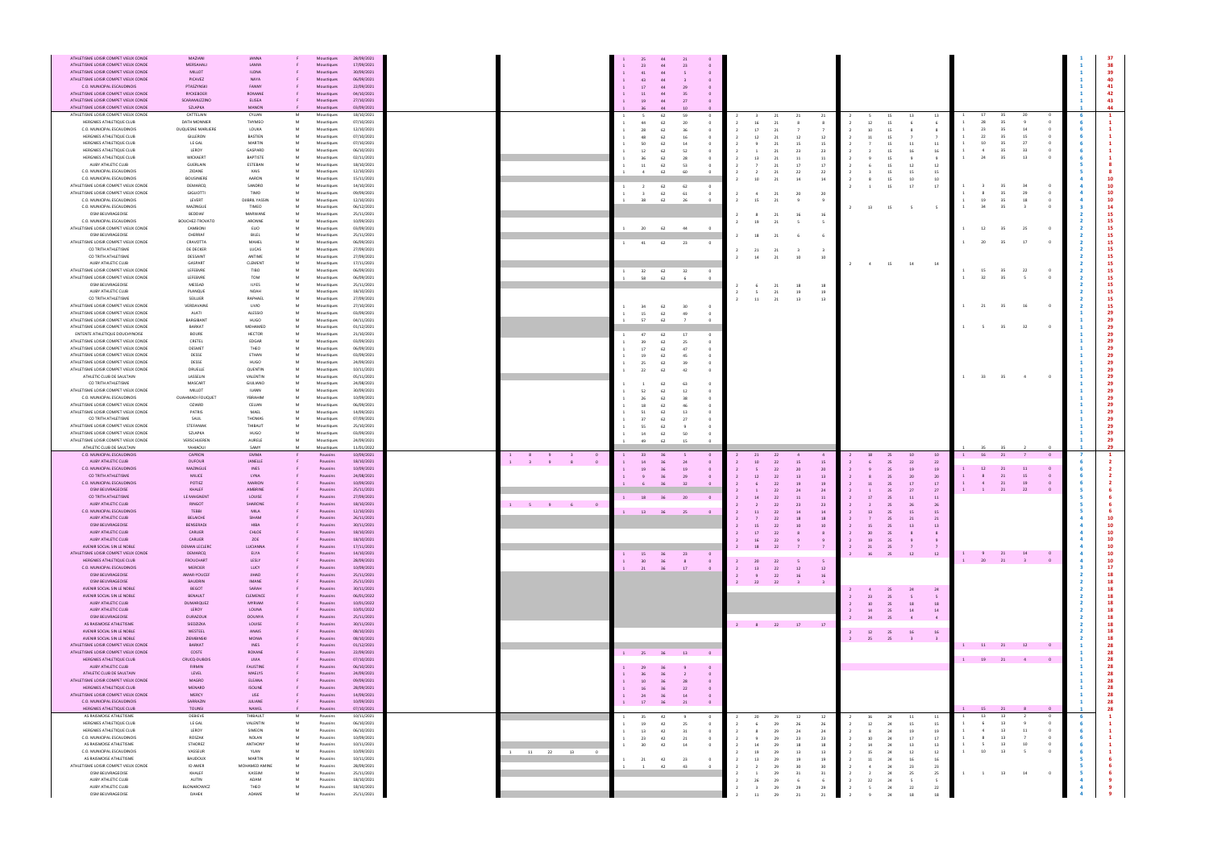| | | | | | | | | | | | | |
|---|---|---|---|---|---|---|---|---|---|---|---|---|
| ATHLETISME LOISIR COMPET VIEUX CONDE | MAZIANI | JANNA | F | Mousquets | 28/09/2021 | | 1 25 44 21 0 | | | | 1 | 37 |
| ATHLETISME LOISIR COMPET VIEUX CONDE | MERSAHALI | JANNA | F | Mousquets | 17/09/2021 | | 1 23 44 23 0 | | | | 1 | 38 |
| ATHLETISME LOISIR COMPET VIEUX CONDE | MILLOT | ILONA | F | Mousquets | 30/09/2021 | | 1 41 44 5 0 | | | | 1 | 39 |
| ATHLETISME LOISIR COMPET VIEUX CONDE | RICAVEZ | MAYA | F | Mousquets | 06/09/2021 | | 1 43 44 3 0 | | | | 1 | 40 |
| C.O. MUNICIPAL ESCAUDINOIS | PTASZYNSKI | FANNY | F | Mousquets | 22/09/2021 | | 1 17 44 29 0 | | | | 1 | 41 |
| ATHLETISME LOISIR COMPET VIEUX CONDE | RYCKEBOER | ROMANE | F | Mousquets | 04/10/2021 | | 1 11 44 35 0 | | | | 1 | 42 |
| ATHLETISME LOISIR COMPET VIEUX CONDE | SCARAMUZZINO | ELISEA | F | Mousquets | 27/10/2021 | | 1 19 44 27 0 | | | | 1 | 43 |
| ATHLETISME LOISIR COMPET VIEUX CONDE | SZLAPKA | MANON | F | Mousquets | 03/09/2021 | | 1 36 44 10 0 | | | | 1 | 44 |
| ATHLETISME LOISIR COMPET VIEUX CONDE | CATTELAIN | CYLIAN | M | Mousquets | 18/10/2021 | | 1 5 62 59 0 | 2 3 21 21 21 | 2 5 15 13 13 | 1 17 35 20 0 | 6 | 1 |
| HERGNIES ATHLETIQUE CLUB | DATH MONNIER | THYMEO | M | Mousquets | 07/10/2021 | | 1 44 62 20 0 | 2 16 21 8 8 | 2 12 15 6 6 | 1 28 35 9 0 | 6 | 1 |
| C.O. MUNICIPAL ESCAUDINOIS | DUQUESNE MARLIERE | LOUKA | M | Mousquets | 12/10/2021 | | 1 28 62 36 0 | 2 17 21 7 7 | 2 10 15 8 8 | 1 23 35 14 0 | 6 | 1 |
| HERGNIES ATHLETIQUE CLUB | GILLERON | BASTIEN | M | Mousquets | 07/10/2021 | | 1 48 62 16 0 | 2 12 21 12 12 | 2 11 15 7 7 | 1 22 35 15 0 | 6 | 1 |
| HERGNIES ATHLETIQUE CLUB | LE GAL | MARTIN | M | Mousquets | 07/10/2021 | | 1 50 62 14 0 | 2 9 21 15 15 | 2 7 15 11 11 | 1 10 35 27 0 | 6 | 1 |
| HERGNIES ATHLETIQUE CLUB | LEROY | GASPARD | M | Mousquets | 06/10/2021 | | 1 12 62 52 0 | 2 1 21 23 23 | 2 2 15 16 16 | 1 4 35 33 0 | 6 | 1 |
| HERGNIES ATHLETIQUE CLUB | WICKAERT | BAPTISTE | M | Mousquets | 02/11/2021 | | 1 36 62 28 0 | 2 13 21 11 11 | 2 9 15 9 9 | 1 24 35 13 0 | 6 | 1 |
| AUBY ATHLETIC CLUB | GUERLAIN | ESTEBAN | M | Mousquets | 18/10/2021 | | 1 11 62 53 0 | 2 7 21 17 17 | 2 6 15 12 12 | | 5 | 8 |
| C.O. MUNICIPAL ESCAUDINOIS | ZIDANE | KAIS | M | Mousquets | 12/10/2021 | | 1 4 62 60 0 | 2 2 21 22 22 | 2 3 15 15 15 | | 5 | 8 |
| C.O. MUNICIPAL ESCAUDINOIS | BOUSSINIERE | AARON | M | Mousquets | 15/11/2021 | | | 2 10 21 14 14 | 2 8 15 10 10 | | 4 | 10 |
| ATHLETISME LOISIR COMPET VIEUX CONDE | DEMARCQ | SANDRO | M | Mousquets | 14/10/2021 | | 1 2 62 62 0 | | 2 1 15 17 17 | 1 3 35 34 0 | 4 | 10 |
| ATHLETISME LOISIR COMPET VIEUX CONDE | GIGLIOTTI | TIMO | M | Mousquets | 09/09/2021 | | 1 3 62 61 0 | 2 4 21 20 20 | | 1 8 35 29 0 | 4 | 10 |
| C.O. MUNICIPAL ESCAUDINOIS | LEVERT | DJIBRIL YASSIN | M | Mousquets | 12/10/2021 | | 1 38 62 26 0 | 2 15 21 9 9 | | 1 19 35 18 0 | 4 | 10 |
| C.O. MUNICIPAL ESCAUDINOIS | MAZINGUE | TIMEO | M | Mousquets | 06/12/2021 | | | | 2 13 15 5 5 | 1 34 35 3 0 | 3 | 14 |
| DSM BEUVRAGEOISE | BEDDIAF | MARWANE | M | Mousquets | 25/11/2021 | | | 2 8 21 16 16 | | | 2 | 15 |
| C.O. MUNICIPAL ESCAUDINOIS | BOUCHEZ-TROVATO | ARONNE | M | Mousquets | 10/09/2021 | | | 2 19 21 5 5 | | | 2 | 15 |
| ATHLETISME LOISIR COMPET VIEUX CONDE | CIMBONI | ELIO | M | Mousquets | 03/09/2021 | | 1 20 62 44 0 | | | 1 12 35 25 0 | 2 | 15 |
| DSM BEUVRAGEOISE | CHERRAF | BILEL | M | Mousquets | 25/11/2021 | | | 2 18 21 6 6 | | | 2 | 15 |
| ATHLETISME LOISIR COMPET VIEUX CONDE | CRAVOTTA | MAHEL | M | Mousquets | 06/09/2021 | | 1 41 62 23 0 | | | 1 20 35 17 0 | 2 | 15 |
| CO TRITH ATHLETISME | DE DECKER | LUCAS | M | Mousquets | 27/09/2021 | | | 2 21 21 3 3 | | | 2 | 15 |
| CO TRITH ATHLETISME | DESSAINT | ANTIME | M | Mousquets | 27/09/2021 | | | 2 14 21 10 10 | | | 2 | 15 |
| AUBY ATHLETIC CLUB | GASPART | CLEMENT | M | Mousquets | 17/11/2021 | | | | 2 4 15 14 14 | | 2 | 15 |
| ATHLETISME LOISIR COMPET VIEUX CONDE | LEFEBVRE | TIBO | M | Mousquets | 06/09/2021 | | 1 32 62 32 0 | | | 1 15 35 22 0 | 2 | 15 |
| ATHLETISME LOISIR COMPET VIEUX CONDE | LEFEBVRE | TOM | M | Mousquets | 06/09/2021 | | 1 58 62 6 0 | | | 1 32 35 5 0 | 2 | 15 |
| DSM BEUVRAGEOISE | MESSAD | ILYES | M | Mousquets | 25/11/2021 | | | 2 6 21 18 18 | | | 2 | 15 |
| AUBY ATHLETIC CLUB | PLANQUE | NOAH | M | Mousquets | 18/10/2021 | | | 2 5 21 19 19 | | | 2 | 15 |
| CO TRITH ATHLETISME | SEILLIER | RAPHAEL | M | Mousquets | 27/09/2021 | | | 2 11 21 13 13 | | | 2 | 15 |
| ATHLETISME LOISIR COMPET VIEUX CONDE | VERDAVAINE | LIVIO | M | Mousquets | 27/10/2021 | | 1 34 62 30 0 | | | 1 21 35 16 0 | 2 | 15 |
| ATHLETISME LOISIR COMPET VIEUX CONDE | ALATI | ALESSIO | M | Mousquets | 03/09/2021 | | 1 15 62 49 0 | | | | 1 | 29 |
| ATHLETISME LOISIR COMPET VIEUX CONDE | BARSEBANT | HUGO | M | Mousquets | 04/11/2021 | | 1 57 62 7 0 | | | | 1 | 29 |
| ATHLETISME LOISIR COMPET VIEUX CONDE | BARKAT | MOHAMED | M | Mousquets | 01/12/2021 | | | | | 1 5 35 32 0 | 1 | 29 |
| ENTENTE ATHLETIQUE DOUCHYNOISE | BOURE | HECTOR | M | Mousquets | 21/10/2021 | | 1 47 62 17 0 | | | | 1 | 29 |
| ATHLETISME LOISIR COMPET VIEUX CONDE | CRETEL | EDGAR | M | Mousquets | 03/09/2021 | | 1 39 62 25 0 | | | | 1 | 29 |
| ATHLETISME LOISIR COMPET VIEUX CONDE | DESNET | THEO | M | Mousquets | 06/09/2021 | | 1 17 62 47 0 | | | | 1 | 29 |
| ATHLETISME LOISIR COMPET VIEUX CONDE | DESSE | ETHAN | M | Mousquets | 03/09/2021 | | 1 19 62 45 0 | | | | 1 | 29 |
| ATHLETISME LOISIR COMPET VIEUX CONDE | DESSE | HUGO | M | Mousquets | 24/09/2021 | | 1 25 62 39 0 | | | | 1 | 29 |
| ATHLETISME LOISIR COMPET VIEUX CONDE | DRUELLE | QUENTIN | M | Mousquets | 10/11/2021 | | 1 22 62 42 0 | | | | 1 | 29 |
| ATHLETIC CLUB DE SAULTAIN | LASSELIN | VALENTIN | M | Mousquets | 05/11/2021 | | | | | 1 33 35 4 0 | 1 | 29 |
| CO TRITH ATHLETISME | MASCART | GUILIANO | M | Mousquets | 24/08/2021 | | 1 1 62 63 0 | | | | 1 | 29 |
| ATHLETISME LOISIR COMPET VIEUX CONDE | MILLOT | ILANN | M | Mousquets | 30/09/2021 | | 1 52 62 12 0 | | | | 1 | 29 |
| C.O. MUNICIPAL ESCAUDINOIS | OUAHMADI FOUQUET | YBRAHIM | M | Mousquets | 10/09/2021 | | 1 26 62 38 0 | | | | 1 | 29 |
| ATHLETISME LOISIR COMPET VIEUX CONDE | OZIARD | CELIAN | M | Mousquets | 06/09/2021 | | 1 18 62 46 0 | | | | 1 | 29 |
| ATHLETISME LOISIR COMPET VIEUX CONDE | PATRIS | MAEL | M | Mousquets | 14/09/2021 | | 1 51 62 13 0 | | | | 1 | 29 |
| CO TRITH ATHLETISME | SAUL | THOMAS | M | Mousquets | 07/09/2021 | | 1 37 62 27 0 | | | | 1 | 29 |
| ATHLETISME LOISIR COMPET VIEUX CONDE | STEFANIAK | THIBAULT | M | Mousquets | 25/10/2021 | | 1 55 62 9 0 | | | | 1 | 29 |
| ATHLETISME LOISIR COMPET VIEUX CONDE | SZLAPKA | HUGO | M | Mousquets | 03/09/2021 | | 1 14 62 50 0 | | | | 1 | 29 |
| ATHLETISME LOISIR COMPET VIEUX CONDE | VERSCHUEREN | AURELE | M | Mousquets | 24/09/2021 | | 1 49 62 15 0 | | | | 1 | 29 |
| ATHLETIC CLUB DE SAULTAIN | YAHIAOUI | SAMY | M | Mousquets | 11/01/2022 | | | | | 1 35 35 2 0 | 1 | 29 |
| C.O. MUNICIPAL ESCAUDINOIS | CAPRON | EMMA | F | Poussins | 10/09/2021 | 1 8 8 3 0 | 1 33 36 5 0 | 2 21 22 4 4 | 2 18 25 10 10 | 1 16 21 7 0 | 7 | 1 |
| AUBY ATHLETIC CLUB | DUFOUR | JANELLE | F | Poussins | 18/10/2021 | 1 3 8 8 0 | 1 14 36 24 0 | 2 10 22 15 15 | 2 6 25 22 22 | | 6 | 2 |
| C.O. MUNICIPAL ESCAUDINOIS | MAZINGUE | INES | F | Poussins | 10/09/2021 | | 1 19 36 19 0 | 2 5 22 20 20 | 2 9 25 19 19 | 1 12 21 11 0 | 6 | 2 |
| CO TRITH ATHLETISME | MILKE | LYNA | F | Poussins | 24/08/2021 | | 1 9 36 29 0 | 2 12 22 13 13 | 2 8 25 20 20 | 1 8 21 15 0 | 6 | 2 |
| C.O. MUNICIPAL ESCAUDINOIS | POTIEZ | MARION | F | Poussins | 10/09/2021 | | 1 6 36 32 0 | 2 6 22 19 19 | 2 11 25 17 17 | 1 4 21 19 0 | 6 | 2 |
| DSM BEUVRAGEOISE | KHALEF | AMBRINE | F | Poussins | 25/11/2021 | | | 2 1 22 24 24 | 2 1 25 27 27 | 1 1 21 22 0 | 5 | 6 |
| CO TRITH ATHLETISME | LE MAIGNENT | LOUISE | F | Poussins | 27/09/2021 | | 1 18 36 20 0 | 2 14 22 11 11 | 2 17 25 11 11 | | 5 | 6 |
| AUBY ATHLETIC CLUB | RINGOT | SHARONE | F | Poussins | 18/10/2021 | 1 5 8 6 0 | | 2 2 22 23 23 | 2 3 25 26 26 | | 5 | 6 |
| C.O. MUNICIPAL ESCAUDINOIS | TEBBI | MILA | F | Poussins | 12/10/2021 | | 1 13 36 25 0 | 2 11 22 14 14 | 2 13 25 15 15 | | 5 | 6 |
| AUBY ATHLETIC CLUB | BELAICHE | SIHAM | F | Poussins | 26/11/2021 | | | 2 7 22 18 18 | 2 7 25 21 21 | | 4 | 10 |
| DSM BEUVRAGEOISE | BENSERADI | HIBA | F | Poussins | 30/11/2021 | | | 2 15 22 10 10 | 2 15 25 13 13 | | 4 | 10 |
| AUBY ATHLETIC CLUB | CARLIER | CHLOE | F | Poussins | 18/10/2021 | | | 2 17 22 8 8 | 2 20 25 8 8 | | 4 | 10 |
| AUBY ATHLETIC CLUB | CARLIER | ZOE | F | Poussins | 18/10/2021 | | | 2 16 22 9 9 | 2 19 25 9 9 | | 4 | 10 |
| AVENIR SOCIAL SIN LE NOBLE | DEHAN LECLERC | LUCIANNA | F | Poussins | 17/11/2021 | | | 2 18 22 7 7 | 2 21 25 7 7 | | 4 | 10 |
| ATHLETISME LOISIR COMPET VIEUX CONDE | DEMARCQ | ELYA | F | Poussins | 14/10/2021 | | 1 15 36 23 0 | | 2 26 25 12 12 | 1 9 21 14 0 | 4 | 10 |
| HERGNIES ATHLETIQUE CLUB | FROUCHART | LESLY | F | Poussins | 28/09/2021 | | 1 30 36 8 0 | 2 20 22 5 5 | | 1 20 21 3 0 | 4 | 10 |
| C.O. MUNICIPAL ESCAUDINOIS | MERCIER | LUCY | F | Poussins | 10/09/2021 | | 1 21 36 17 0 | 2 13 22 12 12 | | | 3 | 17 |
| DSM BEUVRAGEOISE | AMAR-YOUCEF | JIHAD | F | Poussins | 25/11/2021 | | | 2 9 22 16 16 | | | 2 | 18 |
| DSM BEUVRAGEOISE | BAUDRIN | IMANE | F | Poussins | 25/11/2021 | | | 2 22 22 3 3 | | | 2 | 18 |
| AVENIR SOCIAL SIN LE NOBLE | BEGOT | SARAH | F | Poussins | 30/11/2021 | | | | 2 4 25 24 24 | | 2 | 18 |
| AVENIR SOCIAL SIN LE NOBLE | BENAULT | CLEMENCE | F | Poussins | 06/01/2022 | | | | 2 23 25 5 5 | | 2 | 18 |
| AUBY ATHLETIC CLUB | DUMARQUEZ | MYRIAM | F | Poussins | 10/01/2022 | | | | 2 10 25 18 18 | | 2 | 18 |
| AUBY ATHLETIC CLUB | LEROY | LOUNA | F | Poussins | 10/01/2022 | | | | 2 14 25 14 14 | | 2 | 18 |
| DSM BEUVRAGEOISE | OURAZOUK | DOUNYA | F | Poussins | 25/11/2021 | | | | 2 24 25 4 4 | | 2 | 18 |
| AS RAISMOISE ATHLETISME | SIEDZIKA | LOUISE | F | Poussins | 30/11/2021 | | | 2 8 22 17 17 | | | 2 | 18 |
| AVENIR SOCIAL SIN LE NOBLE | WESTEEL | ANAIS | F | Poussins | 08/10/2021 | | | | 2 12 25 16 16 | | 2 | 18 |
| AVENIR SOCIAL SIN LE NOBLE | ZIEMBINSKI | MONIA | F | Poussins | 08/10/2021 | | | | 2 25 25 3 3 | | 2 | 18 |
| ATHLETISME LOISIR COMPET VIEUX CONDE | BARKAT | INES | F | Poussins | 01/12/2021 | | | | | 1 11 21 12 0 | 1 | 28 |
| ATHLETISME LOISIR COMPET VIEUX CONDE | COSTE | ROXANE | F | Poussins | 22/09/2021 | | 1 25 36 13 0 | | | | 1 | 28 |
| HERGNIES ATHLETIQUE CLUB | CRUCQ-DUBOIS | LIVIA | F | Poussins | 07/10/2021 | | | | | 1 19 21 4 0 | 1 | 28 |
| AUBY ATHLETIC CLUB | FIRMIN | FAUSTINE | F | Poussins | 06/10/2021 | | 1 29 36 9 0 | | | | 1 | 28 |
| ATHLETIC CLUB DE SAULTAIN | LEVEL | MAELYS | F | Poussins | 24/09/2021 | | 1 36 36 2 0 | | | | 1 | 28 |
| ATHLETISME LOISIR COMPET VIEUX CONDE | MAGRO | ELEANA | F | Poussins | 09/09/2021 | | 1 10 36 28 0 | | | | 1 | 28 |
| HERGNIES ATHLETIQUE CLUB | MENARD | ISOLINE | F | Poussins | 28/09/2021 | | 1 16 36 22 0 | | | | 1 | 28 |
| ATHLETISME LOISIR COMPET VIEUX CONDE | MERCY | LISE | F | Poussins | 14/09/2021 | | 1 24 36 14 0 | | | | 1 | 28 |
| C.O. MUNICIPAL ESCAUDINOIS | SARRAZIN | JULIANE | F | Poussins | 10/09/2021 | | 1 17 36 21 0 | | | | 1 | 28 |
| HERGNIES ATHLETIQUE CLUB | TOUNSI | NAWEL | F | Poussins | 07/10/2021 | | | | | 1 15 21 8 0 | 1 | 28 |
| AS RAISMOISE ATHLETISME | DEBIEVE | THIBAULT | M | Poussins | 10/11/2021 | | 1 35 42 9 0 | 2 20 29 12 12 | 2 16 24 11 11 | 1 13 13 2 0 | 6 | 1 |
| HERGNIES ATHLETIQUE CLUB | LE GAL | VALENTIN | M | Poussins | 06/10/2021 | | 1 19 42 25 0 | 2 6 29 26 26 | 2 12 24 15 15 | 1 6 13 9 0 | 6 | 1 |
| HERGNIES ATHLETIQUE CLUB | LEROY | SIMEON | M | Poussins | 06/10/2021 | | 1 13 42 31 0 | 2 8 29 24 24 | 2 8 24 19 19 | 1 4 13 11 0 | 6 | 1 |
| C.O. MUNICIPAL ESCAUDINOIS | ROSZAK | NOLAN | M | Poussins | 10/09/2021 | | 1 23 42 21 0 | 2 9 29 23 23 | 2 10 24 17 17 | 1 8 13 7 0 | 6 | 1 |
| AS RAISMOISE ATHLETISME | STHOREZ | ANTHONY | M | Poussins | 10/11/2021 | | 1 30 42 14 0 | 2 14 29 18 18 | 2 14 24 13 13 | 1 5 13 10 0 | 6 | 1 |
| C.O. MUNICIPAL ESCAUDINOIS | VASSEUR | YLAN | M | Poussins | 10/09/2021 | 1 11 22 13 0 | | 2 19 29 13 13 | 2 15 24 12 12 | 1 10 13 5 0 | 6 | 1 |
| AS RAISMOISE ATHLETISME | BAUDOUX | MARTIN | M | Poussins | 10/11/2021 | | 1 21 42 23 0 | 2 13 29 19 19 | 2 11 24 16 16 | | 5 | 6 |
| ATHLETISME LOISIR COMPET VIEUX CONDE | ID AMER | MOHAMED AMINE | M | Poussins | 28/09/2021 | | 1 1 42 43 0 | 2 2 29 30 30 | 2 4 24 23 23 | | 5 | 6 |
| DSM BEUVRAGEOISE | KHALEF | KASSIM | M | Poussins | 25/11/2021 | | | 2 1 29 31 31 | 2 2 24 25 25 | 1 1 13 14 0 | 5 | 6 |
| AUBY ATHLETIC CLUB | AUTIN | ADAM | M | Poussins | 18/10/2021 | | | 2 26 29 6 6 | 2 22 24 5 5 | | 4 | 9 |
| AUBY ATHLETIC CLUB | BLONAROWICZ | THEO | M | Poussins | 18/10/2021 | | | 2 3 29 29 29 | 2 5 24 22 22 | | 4 | 9 |
| DSM BEUVRAGEOISE | DAHEK | ADAME | M | Poussins | 25/11/2021 | | | 2 11 29 21 21 | 2 9 24 18 18 | | 4 | 9 |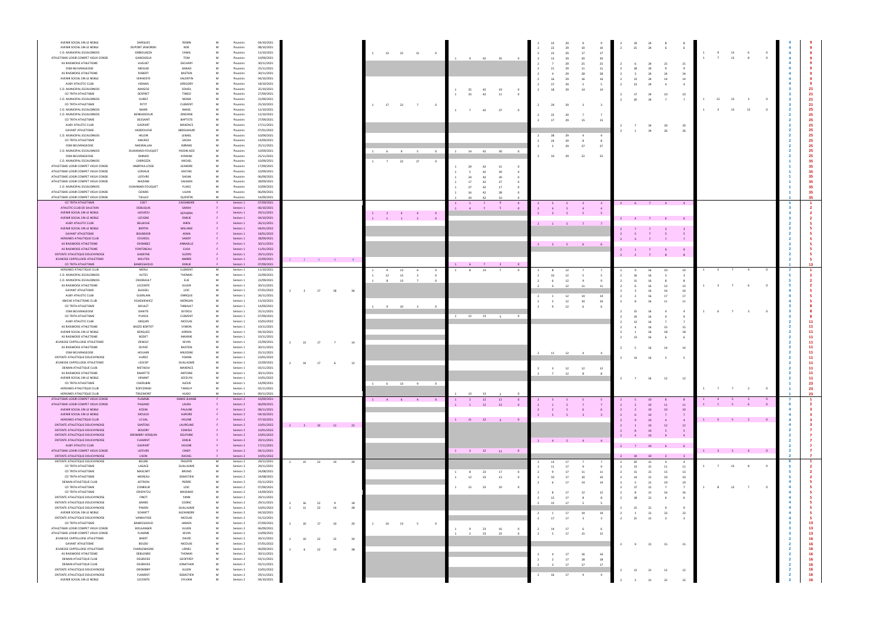| | | | | | | | | | | | | | |
|---|---|---|---|---|---|---|---|---|---|---|---|---|---|
| AVENIR SOCIAL SIN LE NOBLE | DARQUES | ROBIN | M | Poussins | 04/10/2021 | | | | 2 23 29 9 9 | 2 19 24 8 8 | | 4 | 9 |
| AVENIR SOCIAL SIN LE NOBLE | DUPONT JAWORSKI | NOE | M | Poussins | 08/10/2021 | | | | 2 22 29 10 10 | 2 21 24 6 6 | | 4 | 9 |
| C.O. MUNICIPAL ESCAUDINOIS | EMBOUAZZA | CAMIL | M | Poussins | 12/10/2021 | | 1 13 22 11 0 | | 2 15 29 17 17 | | 1 9 13 6 0 | 4 | 9 |
| ATHLETISME LOISIR COMPET VIEUX CONDE | GANCHEGUI | TOM | M | Poussins | 10/09/2021 | | | 1 9 42 35 0 | 2 12 29 20 20 | | 1 7 13 8 0 | 4 | 9 |
| AS RAISMOISE ATHLETISME | HUGUET | ZACHARY | M | Poussins | 30/11/2021 | | | | 2 7 29 25 25 | 2 6 24 21 21 | | 4 | 9 |
| OSM BEUVRAGEOISE | MESSAD | AMJAD | M | Poussins | 25/11/2021 | | | | 2 21 29 11 11 | 2 18 24 9 9 | | 4 | 9 |
| AS RAISMOISE ATHLETISME | ROBERT | BASTIEN | M | Poussins | 30/11/2021 | | | | 2 4 29 28 28 | 2 3 24 24 24 | | 4 | 9 |
| AVENIR SOCIAL SIN LE NOBLE | VERHOEYE | VALENTIN | M | Poussins | 04/10/2021 | | | | 2 16 29 16 16 | 2 13 24 14 14 | | 4 | 9 |
| AUBY ATHLETIC CLUB | VIGNAIS | GREGORY | M | Poussins | 18/10/2021 | | | | 2 27 29 5 5 | 2 23 24 4 4 | | 4 | 9 |
| C.O. MUNICIPAL ESCAUDINOIS | AMAZOZ | SOHEIL | M | Poussins | 25/10/2021 | | | 1 25 42 19 0 | 2 18 29 14 14 | | | 3 | 21 |
| CO TRITH ATHLETISME | DESPRET | TIMEO | M | Poussins | 27/09/2021 | | | 1 33 42 11 0 | | 2 17 24 10 10 | | 3 | 21 |
| C.O. MUNICIPAL ESCAUDINOIS | HUREZ | NOAM | M | Poussins | 22/09/2021 | | | | | 2 20 24 7 7 | 1 12 13 3 0 | 3 | 21 |
| CO TRITH ATHLETISME | PETIT | CLEMENT | M | Poussins | 25/10/2021 | | 1 17 22 7 0 | | 2 29 29 3 3 | | | 3 | 21 |
| C.O. MUNICIPAL ESCAUDINOIS | BAHRI | NAHEL | M | Poussins | 12/10/2021 | | | 1 7 42 37 0 | | | 1 3 13 12 0 | 3 | 25 |
| C.O. MUNICIPAL ESCAUDINOIS | BENKADDOUR | ZINEDINE | M | Poussins | 12/10/2021 | | | | 2 25 29 7 7 | | | 2 | 25 |
| CO TRITH ATHLETISME | DESSAINT | BAPTISTE | M | Poussins | 27/09/2021 | | | | 2 17 29 15 15 | | | 2 | 25 |
| AUBY ATHLETIC CLUB | GASPART | MAXENCE | M | Poussins | 17/11/2021 | | | | | 2 7 24 20 20 | | 2 | 25 |
| GAYANT ATHLETISME | HADDOUCHE | ABDELMAJID | M | Poussins | 07/01/2022 | | | | | 2 1 24 26 26 | | 2 | 25 |
| C.O. MUNICIPAL ESCAUDINOIS | HELOIR | LENAEL | M | Poussins | 10/09/2021 | | | | 2 28 29 4 4 | | | 2 | 25 |
| CO TRITH ATHLETISME | MACREZ | SACHA | M | Poussins | 14/09/2021 | | | | 2 24 29 8 8 | | | 2 | 25 |
| OSM BEUVRAGEOISE | NASSRALLAH | IMRANE | M | Poussins | 25/11/2021 | | | | 2 5 29 27 27 | | | 2 | 25 |
| C.O. MUNICIPAL ESCAUDINOIS | OUAHHADI FOUQUET | YASSIN-AZIZ | M | Poussins | 10/09/2021 | | 1 6 9 5 0 | 1 14 42 30 0 | | | | 2 | 25 |
| OSM BEUVRAGEOISE | SMIMID | AYMANE | M | Poussins | 25/11/2021 | | | | 2 10 29 22 22 | | | 2 | 25 |
| C.O. MUNICIPAL ESCAUDINOIS | CARROZZA | MICHEL | M | Poussins | 10/09/2021 | | 1 7 22 17 0 | | | | | 1 | 35 |
| ATHLETISME LOISIR COMPET VIEUX CONDE | HABRYKA LOSSE | LEANDRE | M | Poussins | 17/09/2021 | | | 1 29 42 15 0 | | | | 1 | 35 |
| ATHLETISME LOISIR COMPET VIEUX CONDE | LORIAUX | MATHIS | M | Poussins | 10/09/2021 | | | 1 5 42 39 0 | | | | 1 | 35 |
| ATHLETISME LOISIR COMPET VIEUX CONDE | LEFEVRE | SHEAN | M | Poussins | 06/09/2021 | | | 1 24 42 20 0 | | | | 1 | 35 |
| ATHLETISME LOISIR COMPET VIEUX CONDE | MAZIANI | SALMAN | M | Poussins | 28/09/2021 | | | 1 17 42 27 0 | | | | 1 | 35 |
| C.O. MUNICIPAL ESCAUDINOIS | OUAHHADI FOUQUET | YLIASS | M | Poussins | 10/09/2021 | | | 1 27 42 17 0 | | | | 1 | 35 |
| ATHLETISME LOISIR COMPET VIEUX CONDE | OZIARD | LILIAN | M | Poussins | 06/09/2021 | | | 1 16 42 28 0 | | | | 1 | 35 |
| ATHLETISME LOISIR COMPET VIEUX CONDE | TAILLEZ | QUENTIN | M | Poussins | 14/09/2021 | | | 1 34 42 10 0 | | | | 1 | 35 |
| CO TRITH ATHLETISME | COET | CASSANDRE | F | Seniors 1 | 07/09/2021 | | | 1 5 7 4 0 | 2 5 5 3 3 | 2 6 7 4 4 | | 5 | 1 |
| ATHLETIC CLUB DE SAULTAIN | DERLIQUE | SARAH | F | Seniors 1 | 06/10/2021 | | | 1 4 7 5 0 | 2 4 5 4 4 | | | 3 | 2 |
| AVENIR SOCIAL SIN LE NOBLE | LADJEDJ | SEPHORA | F | Seniors 1 | 29/11/2021 | | 1 2 4 4 0 | | 2 3 5 5 5 | | | 3 | 2 |
| AVENIR SOCIAL SIN LE NOBLE | LECIGNE | EMILIE | F | Seniors 1 | 04/10/2021 | | 1 1 1 2 0 | | | 2 4 7 6 6 | | 3 | 2 |
| AUBY ATHLETIC CLUB | BELAICHE | IMEN | F | Seniors 1 | 26/11/2021 | | | | 2 1 5 7 7 | | | 2 | 5 |
| AVENIR SOCIAL SIN LE NOBLE | BERTIN | MELANIE | F | Seniors 1 | 04/01/2022 | | | | | 2 7 7 3 3 | | 2 | 5 |
| GAYANT ATHLETISME | BOUBEKER | ASMA | F | Seniors 1 | 18/01/2022 | | | | | 2 5 7 5 5 | | 2 | 5 |
| HERGNIES ATHLETIQUE CLUB | COURCEL | SANDY | F | Seniors 1 | 28/09/2021 | | | | | 2 3 7 7 7 | | 2 | 5 |
| AS RAISMOISE ATHLETISME | CROMBEZ | ANNAELLE | F | Seniors 1 | 30/11/2021 | | | | 2 2 5 6 6 | | | 2 | 5 |
| AS RAISMOISE ATHLETISME | FONTENEAU | ELISA | F | Seniors 1 | 11/01/2022 | | | | | 2 1 7 9 9 | | 2 | 5 |
| ENTENTE ATHLETIQUE DOUCHYNOISE | GADEYNE | SUZON | F | Seniors 1 | 29/11/2021 | | | | | 2 2 7 8 8 | | 2 | 5 |
| JEUNESSE CAPPELLOISE ATHLETISME | WEUTEN | AMBRE | F | Seniors 1 | 22/09/2021 | 2 2 3 4 8 | | | | | | 2 | 5 |
| CO TRITH ATHLETISME | BAMESSAOUD | EMILIE | F | Seniors 1 | 07/09/2021 | | | 1 6 7 3 0 | | | | 1 | 13 |
| HERGNIES ATHLETIQUE CLUB | MENU | CLEMENT | M | Seniors 1 | 11/10/2021 | | 1 9 13 6 0 | 1 8 13 7 0 | 2 8 12 7 7 | 2 9 16 10 10 | 1 5 7 4 0 | 7 | 1 |
| C.O. MUNICIPAL ESCAUDINOIS | AUTES | THOMAS | M | Seniors 1 | 22/09/2021 | | 1 12 13 3 0 | | 2 10 12 5 5 | 2 16 16 3 3 | | 5 | 2 |
| C.O. MUNICIPAL ESCAUDINOIS | CRASNAULT | ELIE | M | Seniors 1 | 22/09/2021 | | 1 8 13 7 0 | | 2 6 12 9 9 | 2 11 16 8 8 | | 5 | 2 |
| AS RAISMOISE ATHLETISME | LECOMTE | JULIEN | M | Seniors 1 | 30/11/2021 | | | | 2 4 12 11 11 | 2 6 16 13 13 | 1 3 7 6 0 | 5 | 2 |
| GAYANT ATHLETISME | BLASSEL | LOIC | M | Seniors 1 | 07/01/2022 | 2 2 17 18 36 | | | | 2 3 16 16 16 | | 5 | 2 |
| AUBY ATHLETIC CLUB | GUERLAIN | ENRIQUE | M | Seniors 1 | 26/11/2021 | | | | 2 1 12 14 14 | 2 2 16 17 17 | | 5 | 2 |
| ANICHE ATHLETISME CLUB | KSIAZKIEWICZ | MORGAN | M | Seniors 1 | 13/10/2021 | | | | 2 5 12 10 10 | 2 8 16 11 11 | | 5 | 2 |
| CO TRITH ATHLETISME | BOULET | THIBAULT | M | Seniors 1 | 14/09/2021 | | 1 9 10 3 0 | | 2 9 12 6 6 | | | 4 | 5 |
| OSM BEUVRAGEOISE | DIAKITE | SEYDOU | M | Seniors 1 | 25/11/2021 | | | | | 2 15 16 4 4 | 1 6 7 3 0 | 3 | 8 |
| CO TRITH ATHLETISME | PUKICA | CLEMENT | M | Seniors 1 | 07/09/2021 | | | 1 12 13 3 0 | | 2 10 16 9 9 | | 3 | 8 |
| AUBY ATHLETIC CLUB | ARQUIN | NICOLAS | M | Seniors 1 | 10/01/2022 | | | | | 2 12 16 7 7 | | 2 | 11 |
| AS RAISMOISE ATHLETISME | BAZZO BORTOT | SYMON | M | Seniors 1 | 10/11/2021 | | | | | 2 4 16 15 15 | | 2 | 11 |
| AVENIR SOCIAL SIN LE NOBLE | BERQUEZ | ADRIEN | M | Seniors 1 | 04/10/2021 | | | | | 2 1 16 18 18 | | 2 | 11 |
| AS RAISMOISE ATHLETISME | BODET | MAXIME | M | Seniors 1 | 10/11/2021 | | | | | 2 13 16 6 6 | | 2 | 11 |
| JEUNESSE CAPPELLOISE ATHLETISME | DENOLF | KEVIN | M | Seniors 1 | 22/09/2021 | 2 13 17 7 14 | | | | | | 2 | 11 |
| AS RAISMOISE ATHLETISME | DUFIEF | BASTIEN | M | Seniors 1 | 30/11/2021 | | | | | 2 5 16 14 14 | | 2 | 11 |
| OSM BEUVRAGEOISE | HOUARI | MILEDINE | M | Seniors 1 | 25/11/2021 | | | | 2 11 12 4 4 | | | 2 | 11 |
| ENTENTE ATHLETIQUE DOUCHYNOISE | HUREZ | YOANN | M | Seniors 1 | 10/01/2022 | | | | | 2 14 16 5 5 | | 2 | 11 |
| JEUNESSE CAPPELLOISE ATHLETISME | LESCOP | GUILLAUME | M | Seniors 1 | 22/09/2021 | 2 14 17 6 12 | | | | | | 2 | 11 |
| DENAIN ATHLETIQUE CLUB | METAOUI | MAXENCE | M | Seniors 1 | 03/11/2021 | | | | 2 3 12 12 12 | | | 2 | 11 |
| AS RAISMOISE ATHLETISME | RAMETTE | ANTOINE | M | Seniors 1 | 30/11/2021 | | | | 2 7 12 8 8 | | | 2 | 11 |
| AVENIR SOCIAL SIN LE NOBLE | VENANT | JOCELYN | M | Seniors 1 | 10/01/2022 | | | | | 2 7 16 12 12 | | 2 | 11 |
| CO TRITH ATHLETISME | CHERUBIN | ALEXIS | M | Seniors 1 | 14/09/2021 | | 1 6 13 9 0 | | | | | 1 | 23 |
| HERGNIES ATHLETIQUE CLUB | KOPCZINSKI | TANGUY | M | Seniors 1 | 02/11/2021 | | | | | | 1 7 7 2 0 | 1 | 23 |
| HERGNIES ATHLETIQUE CLUB | TIRLEMONT | HUGO | M | Seniors 1 | 09/11/2021 | | | 1 13 13 2 0 | | | | 1 | 23 |
| ATHLETISME LOISIR COMPET VIEUX CONDE | FLAMME | MARIE JEANNE | F | Seniors 2 | 10/09/2021 | | 1 4 6 4 0 | 1 2 12 12 0 | 2 3 5 5 5 | 2 5 10 8 8 | 1 4 5 3 0 | 6 | 1 |
| ATHLETISME LOISIR COMPET VIEUX CONDE | PAGANO | LAURA | F | Seniors 2 | 06/09/2021 | | | 1 1 12 13 0 | 2 1 5 7 7 | 2 2 10 11 11 | 1 1 5 6 0 | 6 | 2 |
| AVENIR SOCIAL SIN LE NOBLE | KOZAK | PAULINE | F | Seniors 2 | 08/11/2021 | | | | 2 2 5 6 6 | 2 3 10 10 10 | | 4 | 3 |
| AVENIR SOCIAL SIN LE NOBLE | MOULDI | AURORE | F | Seniors 2 | 04/10/2021 | | | | 2 5 5 3 3 | 2 6 10 7 7 | | 4 | 3 |
| HERGNIES ATHLETIQUE CLUB | LE GAL | HELENE | F | Seniors 2 | 07/10/2021 | | | 1 11 12 3 0 | | 2 9 10 4 4 | 1 5 5 2 0 | 4 | 3 |
| ENTENTE ATHLETIQUE DOUCHYNOISE | SANTENS | LAURELINE | F | Seniors 2 | 10/01/2022 | 2 2 10 11 22 | | | | 2 1 10 12 12 | | 4 | 3 |
| ENTENTE ATHLETIQUE DOUCHYNOISE | BOUDRY | EDWIGE | F | Seniors 2 | 10/01/2022 | | | | | 2 8 10 5 5 | | 2 | 7 |
| ENTENTE ATHLETIQUE DOUCHYNOISE | DROMBRY-VERQUIN | DELPHINE | F | Seniors 2 | 10/01/2022 | | | | | 2 4 10 9 9 | | 2 | 7 |
| ENTENTE ATHLETIQUE DOUCHYNOISE | FLAMENT | EMILIE | F | Seniors 2 | 29/11/2021 | | | | 2 4 5 4 4 | | | 2 | 7 |
| AUBY ATHLETIC CLUB | GASPART | HELENE | F | Seniors 2 | 17/11/2021 | | | | | 2 7 10 6 6 | | 2 | 7 |
| ATHLETISME LOISIR COMPET VIEUX CONDE | LEFEVRE | CINDY | F | Seniors 2 | 04/11/2021 | | | 1 3 12 11 0 | | | 1 3 5 4 0 | 2 | 7 |
| ENTENTE ATHLETIQUE DOUCHYNOISE | LISON | RACHEL | F | Seniors 2 | 10/01/2022 | | | | | 2 10 10 3 3 | | 2 | 7 |
| ENTENTE ATHLETIQUE DOUCHYNOISE | BEUVE | PHILIPPE | M | Seniors 2 | 29/11/2021 | 2 15 22 10 20 | | | 2 13 17 7 7 | 2 20 21 4 4 | | 6 | 1 |
| CO TRITH ATHLETISME | LAGACE | GUILLAUME | M | Seniors 2 | 29/11/2021 | | | | 2 11 17 9 9 | 2 13 21 11 11 | 1 7 13 8 0 | 5 | 2 |
| CO TRITH ATHLETISME | MASCART | BRUNO | M | Seniors 2 | 24/08/2021 | | | 1 8 23 17 0 | 2 9 17 11 11 | 2 11 21 13 13 | | 5 | 2 |
| CO TRITH ATHLETISME | MOREAU | SEBASTIEN | M | Seniors 2 | 24/08/2021 | | | 1 12 23 13 0 | 2 10 17 10 10 | 2 14 21 10 10 | | 5 | 2 |
| DENAIN ATHLETIQUE CLUB | ASTRION | PIERRE | M | Seniors 2 | 03/11/2021 | | | | 2 6 17 14 14 | 2 5 21 19 19 | | 4 | 5 |
| CO TRITH ATHLETISME | CONREUR | LOIC | M | Seniors 2 | 07/09/2021 | | | 1 15 23 10 0 | | 2 17 21 7 7 | 1 8 13 7 0 | 4 | 5 |
| CO TRITH ATHLETISME | CRISPATZU | MASSIMO | M | Seniors 2 | 14/09/2021 | | | | 2 8 17 12 12 | 2 8 21 16 16 | | 4 | 5 |
| ENTENTE ATHLETIQUE DOUCHYNOISE | FINOT | YANN | M | Seniors 2 | 29/11/2021 | | | | 2 12 17 8 8 | 2 18 21 6 6 | | 4 | 5 |
| ENTENTE ATHLETIQUE DOUCHYNOISE | GIRARD | CEDRIC | M | Seniors 2 | 29/11/2021 | 2 16 22 9 18 | | | 2 15 17 5 5 | | | 4 | 5 |
| ENTENTE ATHLETIQUE DOUCHYNOISE | PINON | GUILLAUME | M | Seniors 2 | 10/01/2022 | 2 11 22 14 28 | | | | 2 15 21 9 9 | | 4 | 5 |
| AVENIR SOCIAL SIN LE NOBLE | SCHMITT | ALEXANDRE | M | Seniors 2 | 04/10/2021 | | | | 2 1 17 19 19 | 2 1 21 23 23 | | 4 | 5 |
| ENTENTE ATHLETIQUE DOUCHYNOISE | VANHUYSSE | NICOLAS | M | Seniors 2 | 01/12/2021 | | | | 2 17 17 3 3 | 2 21 21 3 3 | | 4 | 5 |
| CO TRITH ATHLETISME | BAMESSAOUD | HAMZA | M | Seniors 2 | 07/09/2021 | 2 10 17 10 20 | 1 10 13 5 0 | | | | | 3 | 13 |
| ATHLETISME LOISIR COMPET VIEUX CONDE | BOULANGER | JULIEN | M | Seniors 2 | 06/09/2021 | | | 1 9 23 16 0 | 2 14 17 6 6 | | | 3 | 13 |
| ATHLETISME LOISIR COMPET VIEUX CONDE | FLAMME | KEVIN | M | Seniors 2 | 10/09/2021 | | | 1 2 23 23 0 | 2 5 17 15 15 | | | 3 | 13 |
| JEUNESSE CAPPELLOISE ATHLETISME | BAERT | DAVID | M | Seniors 2 | 26/11/2021 | 2 10 22 15 30 | | | | | | 2 | 16 |
| GAYANT ATHLETISME | BOLDO | NICOLAS | M | Seniors 2 | 07/01/2022 | | | | | 2 9 21 15 15 | | 2 | 16 |
| JEUNESSE CAPPELLOISE ATHLETISME | CHARLEMAGNE | LIONEL | M | Seniors 2 | 06/09/2021 | 2 6 22 19 38 | | | | | | 2 | 16 |
| AS RAISMOISE ATHLETISME | DEBLONDE | THOMAS | M | Seniors 2 | 30/11/2021 | | | | 2 4 17 16 16 | | | 2 | 16 |
| DENAIN ATHLETIQUE CLUB | DEGROISE | GEOFFREY | M | Seniors 2 | 03/11/2021 | | | | 2 2 17 18 18 | | | 2 | 16 |
| DENAIN ATHLETIQUE CLUB | DEGROISE | JONATHAN | M | Seniors 2 | 03/11/2021 | | | | 2 3 17 17 17 | | | 2 | 16 |
| ENTENTE ATHLETIQUE DOUCHYNOISE | DROMBRY | JULIEN | M | Seniors 2 | 10/01/2022 | | | | | 2 12 21 12 12 | | 2 | 16 |
| ENTENTE ATHLETIQUE DOUCHYNOISE | FLAMENT | SEBASTIEN | M | Seniors 2 | 29/11/2021 | | | | 2 16 17 4 4 | | | 2 | 16 |
| AVENIR SOCIAL SIN LE NOBLE | LECOMTE | SYLVAIN | M | Seniors 2 | 04/10/2021 | | | | | 2 2 21 22 22 | | 2 | 16 |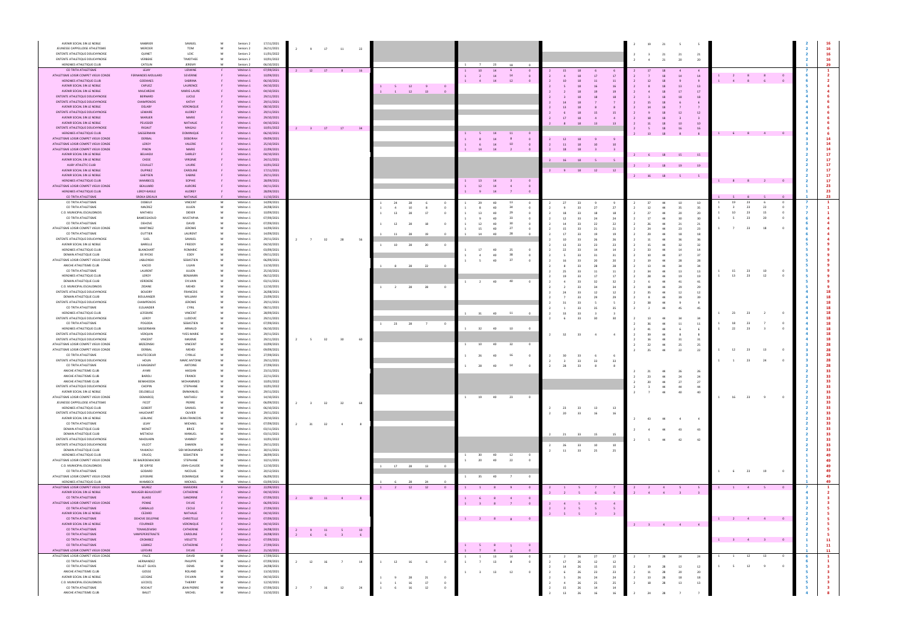| | | | | | | | | | | | | | |
|---|---|---|---|---|---|---|---|---|---|---|---|---|---|
| AVENIR SOCIAL SIN LE NOBLE | MARRIER | SAMUEL | M | Seniors 2 | 17/11/2021 | | | | | 2 19 21 5 5 | | 2 | 16 |
| JEUNESSE CAPPELLOISE ATHLETISME | MERCIER | TOM | M | Seniors 2 | 26/11/2021 | 2 9 17 11 22 | | | | | | 2 | 16 |
| ENTENTE ATHLETIQUE DOUCHYNOISE | QUINET | LOIC | M | Seniors 2 | 11/01/2022 | | | | | 2 3 21 21 21 | | 2 | 16 |
| ENTENTE ATHLETIQUE DOUCHYNOISE | VERBEKE | TIMOTHEE | M | Seniors 2 | 10/01/2022 | | | | | 2 4 21 20 20 | | 2 | 16 |
| HERGNIES ATHLETIQUE CLUB | CATELIN | JEREMY | M | Seniors 2 | 06/10/2021 | | | 1 7 23 18 0 | | | | 1 | 29 |
| CO TRITH ATHLETISME | LESAY | LUDWINE | F | Vétéran 1 | 07/09/2021 | 2 12 17 8 16 | | 1 10 14 6 0 | 2 15 18 6 6 | 2 17 18 | | 7 | 1 |
| ATHLETISME LOISIR COMPET VIEUX CONDE | FERNANDES MOULARD | SEVERINE | F | Vétéran 1 | 10/09/2021 | | | 1 3 14 14 0 | 2 4 18 17 17 | 2 7 18 14 14 | 1 2 8 8 0 | 6 | 2 |
| HERGNIES ATHLETIQUE CLUB | GOEMAES | SABRINA | F | Vétéran 1 | 06/10/2021 | | | 1 4 14 12 0 | 2 10 18 11 11 | 2 12 18 9 9 | 1 4 8 6 0 | 6 | 2 |
| AVENIR SOCIAL SIN LE NOBLE | CAPLIEZ | LAURENCE | F | Vétéran 1 | 04/10/2021 | | 1 5 12 9 0 | | 2 5 18 16 16 | 2 8 18 13 13 | | 5 | 4 |
| AVENIR SOCIAL SIN LE NOBLE | MALECHRZAK | MARIE-LAURE | F | Vétéran 1 | 04/10/2021 | | 1 1 12 13 0 | | 2 2 18 19 19 | 2 4 18 17 17 | | 5 | 4 |
| ENTENTE ATHLETIQUE DOUCHYNOISE | BERNARD | LUCILE | F | Vétéran 1 | 29/11/2021 | | | | 2 3 18 18 18 | 2 3 18 18 18 | | 4 | 6 |
| ENTENTE ATHLETIQUE DOUCHYNOISE | CHAMPENOIS | KATHY | F | Vétéran 1 | 29/11/2021 | | | | 2 14 18 7 7 | 2 15 18 6 6 | | 4 | 6 |
| AVENIR SOCIAL SIN LE NOBLE | DELABY | VERONIQUE | F | Vétéran 1 | 08/10/2021 | | | | 2 13 18 8 8 | 2 14 18 7 7 | | 4 | 6 |
| ENTENTE ATHLETIQUE DOUCHYNOISE | LEMAIRE | AUDREY | F | Vétéran 1 | 29/11/2021 | | | | 2 6 18 15 15 | 2 9 18 12 12 | | 4 | 6 |
| AVENIR SOCIAL SIN LE NOBLE | MARLIER | MARIE | F | Vétéran 1 | 29/10/2021 | | | | 2 17 18 4 4 | 2 18 18 3 3 | | 4 | 6 |
| AVENIR SOCIAL SIN LE NOBLE | PELISSIER | NATHALIE | F | Vétéran 1 | 04/10/2021 | | | | 2 8 18 13 13 | 2 11 18 10 10 | | 4 | 6 |
| ENTENTE ATHLETIQUE DOUCHYNOISE | RIGAUT | MAGALI | F | Vétéran 1 | 10/01/2022 | 2 1 17 17 34 | | | | 2 5 18 16 16 | | 4 | 6 |
| HERGNIES ATHLETIQUE CLUB | SAEGERMAN | DOMINIQUE | F | Vétéran 1 | 06/10/2021 | | | 1 5 14 11 0 | | 2 13 18 8 8 | 1 6 8 4 0 | 4 | 6 |
| ATHLETISME LOISIR COMPET VIEUX CONDE | DERBAL | DEBORAH | F | Vétéran 1 | 09/09/2021 | | | 1 8 14 8 0 | 2 12 18 9 9 | | | 3 | 14 |
| ATHLETISME LOISIR COMPET VIEUX CONDE | LEROY | VALERIE | F | Vétéran 1 | 25/10/2021 | | | 1 6 14 10 0 | 2 11 18 10 10 | | | 3 | 14 |
| ATHLETISME LOISIR COMPET VIEUX CONDE | PINON | MARIE | F | Vétéran 1 | 22/09/2021 | | | 1 14 14 2 0 | 2 18 18 3 3 | | | 3 | 14 |
| AVENIR SOCIAL SIN LE NOBLE | BELHADJI | SHIRLEY | F | Vétéran 1 | 04/10/2021 | | | | | 2 6 18 15 15 | | 2 | 17 |
| AVENIR SOCIAL SIN LE NOBLE | CASSE | VIRGINIE | F | Vétéran 1 | 24/11/2021 | | | | 2 16 18 5 5 | | | 2 | 17 |
| AUBY ATHLETIC CLUB | COUILLET | LAURIE | F | Vétéran 1 | 10/01/2022 | | | | | 2 2 18 19 19 | | 2 | 17 |
| AVENIR SOCIAL SIN LE NOBLE | DUPRIEZ | CAROLINE | F | Vétéran 1 | 17/11/2021 | | | | 2 9 18 12 12 | | | 2 | 17 |
| AVENIR SOCIAL SIN LE NOBLE | GHEYSEN | SABINE | F | Vétéran 1 | 29/11/2021 | | | | | 2 16 18 5 5 | | 2 | 17 |
| HERGNIES ATHLETIQUE CLUB | WAMBECQ | SOPHIE | F | Vétéran 1 | 28/09/2021 | | | 1 13 14 3 0 | | | 1 8 8 2 0 | 2 | 17 |
| ATHLETISME LOISIR COMPET VIEUX CONDE | BEAUJARD | AURORE | F | Vétéran 1 | 04/11/2021 | | | 1 12 14 4 0 | | | | 1 | 23 |
| HERGNIES ATHLETIQUE CLUB | LEROY-BASILE | AUDREY | F | Vétéran 1 | 28/09/2021 | | | 1 9 14 7 0 | | | | 1 | 23 |
| CO TRITH ATHLETISME | SROKA GREAUX | NATHALIE | F | Vétéran 1 | 11/10/2021 | | | | | | 1 5 8 5 0 | 1 | 23 |
| CO TRITH ATHLETISME | DOBELLE | VINCENT | M | Vétéran 1 | 14/09/2021 | | 1 24 28 6 0 | 1 29 40 13 0 | 2 27 33 9 9 | 2 37 44 10 10 | 1 19 23 6 0 | 7 | 1 |
| CO TRITH ATHLETISME | MACREZ | JULIEN | M | Vétéran 1 | 24/08/2021 | | 1 4 10 8 0 | 1 8 40 34 0 | 2 9 33 27 27 | 2 12 44 35 35 | 1 3 23 22 0 | 7 | 1 |
| C.O. MUNICIPAL ESCAUDINOIS | MATHIEU | DIDIER | M | Vétéran 1 | 10/09/2021 | | 1 13 28 17 0 | 1 13 40 29 0 | 2 18 33 18 18 | 2 27 44 20 20 | 1 10 23 15 0 | 7 | 1 |
| CO TRITH ATHLETISME | BAMESSAOUD | MUSTAPHA | M | Vétéran 1 | 07/09/2021 | | | 1 9 40 33 0 | 2 12 33 24 24 | 2 17 44 30 30 | 1 5 23 20 0 | 6 | 4 |
| CO TRITH ATHLETISME | DEHOVE | DAVID | M | Vétéran 1 | 07/09/2021 | | 1 12 28 18 0 | 1 12 40 30 0 | 2 14 33 22 22 | 2 26 44 21 21 | | 6 | 4 |
| ATHLETISME LOISIR COMPET VIEUX CONDE | MARTINEZ | JEROME | M | Vétéran 1 | 14/09/2021 | | | 1 15 40 27 0 | 2 15 33 21 21 | 2 24 44 23 23 | 1 7 23 18 0 | 6 | 4 |
| CO TRITH ATHLETISME | DUTTIER | LAURENT | M | Vétéran 1 | 14/09/2021 | | 1 11 28 19 0 | 1 14 40 28 0 | 2 17 33 19 19 | 2 29 44 18 18 | | 6 | 4 |
| ENTENTE ATHLETIQUE DOUCHYNOISE | SAUL | SAMUEL | M | Vétéran 1 | 29/11/2021 | 2 7 32 28 56 | | | 2 10 33 26 26 | 2 11 44 36 36 | | 6 | 4 |
| AVENIR SOCIAL SIN LE NOBLE | BARELLE | FREDDY | M | Vétéran 1 | 04/10/2021 | | 1 10 28 20 0 | | 2 13 33 23 23 | 2 15 44 32 32 | | 6 | 4 |
| HERGNIES ATHLETIQUE CLUB | BLANCHART | ROMARIC | M | Vétéran 1 | 03/09/2021 | | | 1 17 40 25 0 | 2 22 33 14 14 | 2 32 44 14 14 | | 5 | 9 |
| DENAIN ATHLETIQUE CLUB | DE RYCKE | EDDY | M | Vétéran 1 | 09/11/2021 | | | 1 4 40 38 0 | 2 5 33 31 31 | 2 10 44 37 37 | | 5 | 9 |
| ATHLETISME LOISIR COMPET VIEUX CONDE | JABLONSKI | SEBASTIEN | M | Vétéran 1 | 06/09/2021 | | | 1 5 40 37 0 | 2 16 33 20 20 | 2 19 44 28 28 | | 5 | 9 |
| ANICHE ATHLETISME CLUB | KACED | LILIAN | M | Vétéran 1 | 13/10/2021 | | 1 8 28 22 0 | | 2 8 33 28 28 | 2 13 44 34 34 | | 5 | 9 |
| CO TRITH ATHLETISME | LAURENT | JULIEN | M | Vétéran 1 | 25/10/2021 | | | | 2 25 33 11 11 | 2 34 44 13 13 | 1 15 23 10 0 | 5 | 9 |
| HERGNIES ATHLETIQUE CLUB | LEROY | BENJAMIN | M | Vétéran 1 | 06/12/2021 | | | | 2 19 33 17 17 | 2 28 44 19 19 | 1 13 23 12 0 | 5 | 9 |
| DENAIN ATHLETIQUE CLUB | VERDIERE | SYLVAIN | M | Vétéran 1 | 03/11/2021 | | | 1 2 40 40 0 | 2 4 33 32 32 | 2 6 44 41 41 | | 5 | 9 |
| C.O. MUNICIPAL ESCAUDINOIS | ZIDANE | MEHDI | M | Vétéran 1 | 12/10/2021 | | 1 2 28 28 0 | | 2 2 33 34 34 | 2 18 44 29 29 | | 5 | 9 |
| ENTENTE ATHLETIQUE DOUCHYNOISE | BOUDRY | FRANCOIS | M | Vétéran 1 | 26/08/2021 | | | | 2 24 33 12 12 | 2 35 44 12 12 | | 4 | 18 |
| DENAIN ATHLETIQUE CLUB | BOULANGER | WILLIAM | M | Vétéran 1 | 23/09/2021 | | | | 2 7 33 29 29 | 2 8 44 39 39 | | 4 | 18 |
| ENTENTE ATHLETIQUE DOUCHYNOISE | CHAMPENOIS | JEROME | M | Vétéran 1 | 29/11/2021 | | | | 2 31 33 5 5 | 2 38 44 9 9 | | 4 | 18 |
| CO TRITH ATHLETISME | ELSLANDER | CYRIL | M | Vétéran 1 | 08/11/2021 | | | | 2 1 33 35 35 | 2 2 44 45 45 | | 4 | 18 |
| HERGNIES ATHLETIQUE CLUB | LEFEBVRE | VINCENT | M | Vétéran 1 | 28/09/2021 | | | 1 31 40 11 0 | 2 33 33 3 3 | | 1 23 23 2 0 | 4 | 18 |
| ENTENTE ATHLETIQUE DOUCHYNOISE | LEROY | LUDOVIC | M | Vétéran 1 | 29/11/2021 | | | | 2 6 33 30 30 | 2 13 44 34 34 | | 4 | 18 |
| CO TRITH ATHLETISME | POGODA | SEBASTIEN | M | Vétéran 1 | 07/09/2021 | | 1 23 28 7 0 | | | 2 36 44 11 11 | 1 18 23 7 0 | 4 | 18 |
| HERGNIES ATHLETIQUE CLUB | SAEGERMAN | ARNAUD | M | Vétéran 1 | 06/10/2021 | | | 1 32 40 10 0 | | 2 41 44 6 6 | 1 22 23 3 0 | 4 | 18 |
| ENTENTE ATHLETIQUE DOUCHYNOISE | VERQUIN | YVES-MARIE | M | Vétéran 1 | 29/11/2021 | | | | 2 32 33 4 4 | 2 39 44 8 8 | | 4 | 18 |
| ENTENTE ATHLETIQUE DOUCHYNOISE | VINCENT | MAXIME | M | Vétéran 1 | 29/11/2021 | 2 5 32 30 60 | | | | 2 16 44 31 31 | | 4 | 18 |
| ATHLETISME LOISIR COMPET VIEUX CONDE | BRZEZINSKI | VINCENT | M | Vétéran 1 | 10/09/2021 | | | 1 10 40 32 0 | | 2 22 44 25 25 | | 3 | 28 |
| ATHLETISME LOISIR COMPET VIEUX CONDE | DERBAL | MEHDI | M | Vétéran 1 | 09/09/2021 | | | | | 2 25 44 22 22 | 1 12 23 13 0 | 3 | 28 |
| CO TRITH ATHLETISME | HAUTECOEUR | CYRILLE | M | Vétéran 1 | 27/09/2021 | | | 1 26 40 16 0 | 2 30 33 6 6 | | | 3 | 28 |
| ENTENTE ATHLETIQUE DOUCHYNOISE | HOUIN | MARC-ANTOINE | M | Vétéran 1 | 29/11/2021 | | | | 2 3 33 33 33 | | 1 1 23 24 0 | 3 | 28 |
| CO TRITH ATHLETISME | LE MAIGNENT | ANTOINE | M | Vétéran 1 | 27/09/2021 | | | 1 28 40 14 0 | 2 28 33 8 8 | | | 3 | 28 |
| ANICHE ATHLETISME CLUB | AYARI | HASSAN | M | Vétéran 1 | 23/11/2021 | | | | | 2 21 44 26 26 | | 2 | 33 |
| ANICHE ATHLETISME CLUB | BAROLI | FRANCK | M | Vétéran 1 | 22/11/2021 | | | | | 2 23 44 24 24 | | 2 | 33 |
| ANICHE ATHLETISME CLUB | BENKHEDDA | MOHAMMED | M | Vétéran 1 | 10/01/2022 | | | | | 2 20 44 27 27 | | 2 | 33 |
| ENTENTE ATHLETIQUE DOUCHYNOISE | CHOPIN | STEPHANE | M | Vétéran 1 | 10/01/2022 | | | | | 2 3 44 44 44 | | 2 | 33 |
| AVENIR SOCIAL SIN LE NOBLE | DELOBELLE | EMMANUEL | M | Vétéran 1 | 29/11/2021 | | | | | 2 7 44 40 40 | | 2 | 33 |
| ATHLETISME LOISIR COMPET VIEUX CONDE | DEMARCQ | MATHIEU | M | Vétéran 1 | 14/10/2021 | | | 1 19 40 23 0 | | | 1 16 23 9 0 | 2 | 33 |
| JEUNESSE CAPPELLOISE ATHLETISME | FICOT | PIERRE | M | Vétéran 1 | 06/09/2021 | 2 3 32 32 64 | | | | | | 2 | 33 |
| HERGNIES ATHLETIQUE CLUB | GOBERT | SAMUEL | M | Vétéran 1 | 06/10/2021 | | | | 2 23 33 13 13 | | | 2 | 33 |
| ENTENTE ATHLETIQUE DOUCHYNOISE | HAUCHART | OLIVIER | M | Vétéran 1 | 29/11/2021 | | | | 2 20 33 16 16 | | | 2 | 33 |
| AVENIR SOCIAL SIN LE NOBLE | LEBLANC | JEAN-FRANCOIS | M | Vétéran 1 | 29/10/2021 | | | | | 2 43 44 4 4 | | 2 | 33 |
| CO TRITH ATHLETISME | LESAY | MICHAEL | M | Vétéran 1 | 07/09/2021 | 2 31 32 4 8 | | | | | | 2 | 33 |
| DENAIN ATHLETIQUE CLUB | MENET | BRICE | M | Vétéran 1 | 03/11/2021 | | | | | 2 4 44 43 43 | | 2 | 33 |
| DENAIN ATHLETIQUE CLUB | METAOUI | MANUEL | M | Vétéran 1 | 03/11/2021 | | | | 2 21 33 15 15 | | | 2 | 33 |
| ENTENTE ATHLETIQUE DOUCHYNOISE | NIHOUARN | VIANNEY | M | Vétéran 1 | 10/01/2022 | | | | | 2 5 44 42 42 | | 2 | 33 |
| ENTENTE ATHLETIQUE DOUCHYNOISE | VILCOT | DAMIEN | M | Vétéran 1 | 29/11/2021 | | | | 2 26 33 10 10 | | | 2 | 33 |
| DENAIN ATHLETIQUE CLUB | YAHIAOUI | SIDI MOHAMMED | M | Vétéran 1 | 30/11/2021 | | | | 2 11 33 25 25 | | | 2 | 33 |
| HERGNIES ATHLETIQUE CLUB | CRUCQ | SEBASTIEN | M | Vétéran 1 | 28/09/2021 | | | 1 30 40 12 0 | | | | 1 | 49 |
| ATHLETISME LOISIR COMPET VIEUX CONDE | DE BAERDEMAECKER | STEPHANE | M | Vétéran 1 | 10/11/2021 | | | 1 20 40 22 0 | | | | 1 | 49 |
| C.O. MUNICIPAL ESCAUDINOIS | DE GRYSE | JEAN-CLAUDE | M | Vétéran 1 | 12/10/2021 | | 1 17 28 13 0 | | | | | 1 | 49 |
| CO TRITH ATHLETISME | GODARD | NICOLAS | M | Vétéran 1 | 20/12/2021 | | | | | | 1 6 23 19 0 | 1 | 49 |
| ATHLETISME LOISIR COMPET VIEUX CONDE | LEFEBVRE | DOMINIQUE | M | Vétéran 1 | 06/09/2021 | | | 1 35 40 7 0 | | | | 1 | 49 |
| HERGNIES ATHLETIQUE CLUB | WAMBECK | MICKAEL | M | Vétéran 1 | 03/09/2021 | | 1 6 28 24 0 | | | | | 1 | 49 |
| ATHLETISME LOISIR COMPET VIEUX CONDE | MUREZ | MARJORIE | F | Vétéran 2 | 22/09/2021 | | 1 2 12 12 0 | 1 1 8 9 0 | 2 1 5 7 7 | 2 2 4 5 5 | 1 1 4 5 0 | 7 | 1 |
| AVENIR SOCIAL SIN LE NOBLE | MAUGER-BEAUCOURT | CATHERINE | F | Vétéran 2 | 04/10/2021 | | | | 2 2 5 6 6 | 2 4 4 3 3 | | 4 | 2 |
| CO TRITH ATHLETISME | BLAISE | SANDRINE | F | Vétéran 2 | 07/09/2021 | 2 10 11 4 8 | | 1 6 8 4 0 | | | | 3 | 3 |
| ATHLETISME LOISIR COMPET VIEUX CONDE | PENNE | SYLVIE | F | Vétéran 2 | 06/09/2021 | | | 1 3 8 7 0 | 2 4 5 4 4 | | | 3 | 3 |
| CO TRITH ATHLETISME | CARBALLO | CECILE | F | Vétéran 2 | 27/09/2021 | | | | 2 3 5 5 5 | | | 2 | 5 |
| AVENIR SOCIAL SIN LE NOBLE | CEZARD | NATHALIE | F | Vétéran 2 | 04/10/2021 | | | | 2 5 5 3 3 | | | 2 | 5 |
| CO TRITH ATHLETISME | DEHOVE DELEPINE | CHRISTELLE | F | Vétéran 2 | 07/09/2021 | | | 1 2 8 8 0 | | | 1 2 4 4 0 | 2 | 5 |
| AVENIR SOCIAL SIN LE NOBLE | FOURNIER | VERONIQUE | F | Vétéran 2 | 04/10/2021 | | | | | 2 3 4 4 4 | | 2 | 5 |
| CO TRITH ATHLETISME | TOMASZEWSKI | CATHERINE | F | Vétéran 2 | 24/08/2021 | 2 9 11 5 10 | | | | | | 2 | 5 |
| CO TRITH ATHLETISME | VANPEPERSTRAETE | CAROLINE | F | Vétéran 2 | 24/08/2021 | 2 6 6 3 6 | | | | | | 2 | 5 |
| CO TRITH ATHLETISME | CROMBEZ | VIOLETTE | F | Vétéran 2 | 07/09/2021 | | | | | | 1 3 4 3 0 | 1 | 11 |
| CO TRITH ATHLETISME | LEBRIEZ | CATHERINE | F | Vétéran 2 | 27/09/2021 | | | 1 5 8 5 0 | | | | 1 | 11 |
| ATHLETISME LOISIR COMPET VIEUX CONDE | LEFEVRE | SYLVIE | F | Vétéran 2 | 21/10/2021 | | | 1 7 8 3 0 | | | | 1 | 11 |
| ATHLETISME LOISIR COMPET VIEUX CONDE | FALCE | DAVID | M | Vétéran 2 | 17/09/2021 | | | 1 1 13 14 0 | 2 2 26 27 27 | 2 7 28 24 24 | 1 1 12 13 0 | 6 | 1 |
| CO TRITH ATHLETISME | HERNANDEZ | PHILIPPE | M | Vétéran 2 | 07/09/2021 | 2 12 16 7 14 | 1 12 16 6 0 | 1 7 13 8 0 | 2 17 26 12 12 | | | 6 | 1 |
| CO TRITH ATHLETISME | FALLET GUIOL | DENIS | M | Vétéran 2 | 24/08/2021 | | | | 2 14 26 15 15 | 2 19 28 12 12 | 1 5 12 9 0 | 5 | 3 |
| ANICHE ATHLETISME CLUB | GOSSE | ROLAND | M | Vétéran 2 | 13/10/2021 | | | 1 3 13 12 0 | 2 6 26 23 23 | 2 11 28 20 20 | | 5 | 3 |
| AVENIR SOCIAL SIN LE NOBLE | LECIGNE | SYLVAIN | M | Vétéran 2 | 04/10/2021 | | 1 9 16 21 0 | | 2 5 26 24 24 | 2 13 28 18 18 | | 5 | 3 |
| C.O. MUNICIPAL ESCAUDINOIS | LECOCQ | THIERRY | M | Vétéran 2 | 12/10/2021 | | 1 1 16 17 0 | | 2 4 26 25 25 | 2 18 28 13 13 | | 5 | 3 |
| CO TRITH ATHLETISME | ROCHUT | JEAN PIERRE | M | Vétéran 2 | 07/09/2021 | 2 7 16 12 24 | 1 6 16 12 0 | | 2 15 26 14 14 | | | 5 | 3 |
| ANICHE ATHLETISME CLUB | BALET | MICHEL | M | Vétéran 2 | 13/10/2021 | | | | 2 13 26 16 16 | 2 24 28 7 7 | | 4 | 8 |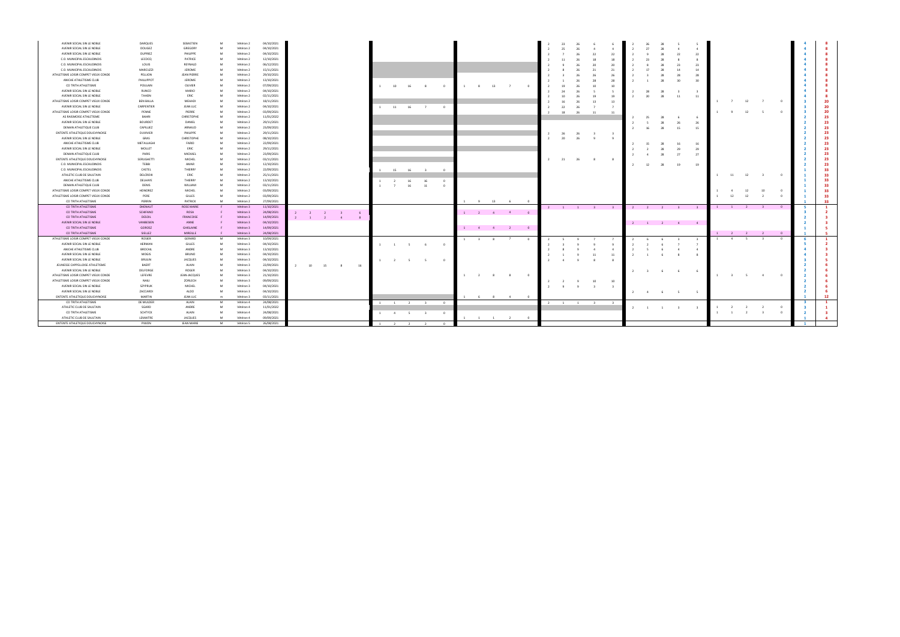| | | | | | | | | | | | | | |
|---|---|---|---|---|---|---|---|---|---|---|---|---|---|
| AVENIR SOCIAL SIN LE NOBLE | DARQUES | SEBASTIEN | M | Vétéran 2 | 04/10/2021 | | | | 2 23 26 6 6 | 2 26 28 5 5 | | 4 | 8 |
| AVENIR SOCIAL SIN LE NOBLE | DOUGEZ | GREGORY | M | Vétéran 2 | 04/10/2021 | | | | 2 25 26 4 4 | 2 27 28 4 4 | | 4 | 8 |
| AVENIR SOCIAL SIN LE NOBLE | DUPRIEZ | PHILIPPE | M | Vétéran 2 | 04/10/2021 | | | | 2 7 26 22 22 | 2 9 28 22 22 | | 4 | 8 |
| C.O. MUNICIPAL ESCAUDINOIS | LECOCQ | PATRICE | M | Vétéran 2 | 12/10/2021 | | | | 2 11 26 18 18 | 2 23 28 8 8 | | 4 | 8 |
| C.O. MUNICIPAL ESCAUDINOIS | LOUIS | REYNALD | M | Vétéran 2 | 06/12/2021 | | | | 2 9 26 20 20 | 2 8 28 23 23 | | 4 | 8 |
| C.O. MUNICIPAL ESCAUDINOIS | MARCUZZI | JEROME | M | Vétéran 2 | 15/11/2021 | | | | 2 8 26 21 21 | 2 17 28 14 14 | | 4 | 8 |
| ATHLETISME LOISIR COMPET VIEUX CONDE | PELLION | JEAN PIERRE | M | Vétéran 2 | 29/10/2021 | | | | 2 3 26 26 26 | 2 3 28 28 28 | | 4 | 8 |
| ANICHE ATHLETISME CLUB | PHILLIPPOT | JEROME | M | Vétéran 2 | 13/10/2021 | | | | 2 1 26 28 28 | 2 1 28 30 30 | | 4 | 8 |
| CO TRITH ATHLETISME | POULAIN | OLIVIER | M | Vétéran 2 | 07/09/2021 | | 1 10 16 8 0 | 1 8 13 7 0 | 2 19 26 10 10 | | | 4 | 8 |
| AVENIR SOCIAL SIN LE NOBLE | RUNCO | MARIO | M | Vétéran 2 | 04/10/2021 | | | | 2 24 26 5 5 | 2 28 28 3 3 | | 4 | 8 |
| AVENIR SOCIAL SIN LE NOBLE | TAHON | ERIC | M | Vétéran 2 | 02/11/2021 | | | | 2 10 26 19 19 | 2 20 28 11 11 | | 4 | 8 |
| ATHLETISME LOISIR COMPET VIEUX CONDE | BEN BALLA | MEHADI | M | Vétéran 2 | 18/11/2021 | | | | 2 16 26 13 13 | | 1 7 12 7 0 | 3 | 20 |
| AVENIR SOCIAL SIN LE NOBLE | CARPENTIER | JEAN LUC | M | Vétéran 2 | 04/10/2021 | | 1 11 16 7 0 | | 2 22 26 7 7 | | | 3 | 20 |
| ATHLETISME LOISIR COMPET VIEUX CONDE | PENNE | PIERRE | M | Vétéran 2 | 03/09/2021 | | | | 2 18 26 11 11 | | 1 9 12 5 0 | 3 | 20 |
| AS RAISMOISE ATHLETISME | BAHRI | CHRISTOPHE | M | Vétéran 2 | 11/05/2021 | | | | | 2 25 28 6 6 | | 2 | 23 |
| AVENIR SOCIAL SIN LE NOBLE | BOURDET | DANIEL | M | Vétéran 2 | 29/11/2021 | | | | | 2 5 28 26 26 | | 2 | 23 |
| DENAIN ATHLETIQUE CLUB | CAPILLIEZ | ARNAUD | M | Vétéran 2 | 23/09/2021 | | | | | 2 16 28 15 15 | | 2 | 23 |
| ENTENTE ATHLETIQUE DOUCHYNOISE | DUMVIER | PHILIPPE | M | Vétéran 2 | 29/11/2021 | | | | 2 26 26 3 3 | | | 2 | 23 |
| AVENIR SOCIAL SIN LE NOBLE | GRAS | CHRISTOPHE | M | Vétéran 2 | 08/10/2021 | | | | 2 20 26 9 9 | | | 2 | 23 |
| ANICHE ATHLETISME CLUB | METALLAGHI | FARID | M | Vétéran 2 | 22/09/2021 | | | | | 2 15 28 16 16 | | 2 | 23 |
| AVENIR SOCIAL SIN LE NOBLE | MOLLET | ERIC | M | Vétéran 2 | 29/11/2021 | | | | | 2 2 28 29 29 | | 2 | 23 |
| DENAIN ATHLETIQUE CLUB | PARIS | MICKAEL | M | Vétéran 2 | 23/09/2021 | | | | | 2 4 28 27 27 | | 2 | 23 |
| ENTENTE ATHLETIQUE DOUCHYNOISE | SERUGHETTI | MICHEL | M | Vétéran 2 | 03/11/2021 | | | | 2 21 26 8 8 | | | 2 | 23 |
| C.O. MUNICIPAL ESCAUDINOIS | TEBBI | AMAR | M | Vétéran 2 | 12/10/2021 | | | | | 2 12 28 19 19 | | 2 | 23 |
| C.O. MUNICIPAL ESCAUDINOIS | CASTEL | THIERRY | M | Vétéran 2 | 22/09/2021 | | 1 15 16 3 0 | | | | | 1 | 33 |
| ATHLETIC CLUB DE SAULTAIN | DELCROIX | ERIC | M | Vétéran 2 | 25/11/2021 | | | | | | 1 11 12 3 0 | 1 | 33 |
| ANICHE ATHLETISME CLUB | DELHAYE | THIERRY | M | Vétéran 2 | 13/10/2021 | | 1 2 16 16 0 | | | | | 1 | 33 |
| DENAIN ATHLETIQUE CLUB | DENIS | WILLIAM | M | Vétéran 2 | 03/11/2021 | | 1 7 16 11 0 | | | | | 1 | 33 |
| ATHLETISME LOISIR COMPET VIEUX CONDE | HONOREZ | MICHEL | M | Vétéran 2 | 03/09/2021 | | | | | | 1 4 12 10 0 | 1 | 33 |
| ATHLETISME LOISIR COMPET VIEUX CONDE | PERE | GILLES | M | Vétéran 2 | 03/09/2021 | | | | | | 1 12 12 2 0 | 1 | 33 |
| CO TRITH ATHLETISME | PERRIN | PATRICK | M | Vétéran 2 | 27/09/2021 | | | 1 9 13 6 0 | | | | 1 | 33 |
| CO TRITH ATHLETISME | DHENAUT | ROSE MARIE | F | Vétéran 3 | 11/10/2021 | | | | 2 1 1 3 3 | 2 2 2 3 3 | 1 1 2 3 0 | 5 | 1 |
| CO TRITH ATHLETISME | SCHIFANO | ROSA | F | Vétéran 3 | 24/08/2021 | 2 2 2 3 6 | | 1 2 4 4 0 | | | | 3 | 2 |
| CO TRITH ATHLETISME | DESOIL | FRANCOISE | F | Vétéran 3 | 14/09/2021 | 2 1 2 4 8 | | | | | | 2 | 3 |
| AVENIR SOCIAL SIN LE NOBLE | VANBESIEN | ANNE | F | Vétéran 3 | 04/10/2021 | | | | | 2 1 2 4 4 | | 2 | 3 |
| CO TRITH ATHLETISME | GOBOSZ | GHISLAINE | F | Vétéran 3 | 14/09/2021 | | | 1 4 4 2 0 | | | | 1 | 5 |
| CO TRITH ATHLETISME | SIELLEZ | MIREILLE | F | Vétéran 3 | 24/08/2021 | | | | | | 1 2 2 2 0 | 1 | 5 |
| ATHLETISME LOISIR COMPET VIEUX CONDE | ROSIER | GERARD | M | Vétéran 3 | 10/09/2021 | | | 1 3 8 7 0 | 2 5 9 7 7 | 2 6 6 3 3 | 1 4 5 3 0 | 6 | 1 |
| AVENIR SOCIAL SIN LE NOBLE | HERMAN | GILLES | M | Vétéran 3 | 04/10/2021 | | 1 1 5 6 0 | | 2 3 9 9 9 | 2 2 6 7 7 | | 5 | 2 |
| ANICHE ATHLETISME CLUB | BROCKAL | ANDRE | M | Vétéran 3 | 13/10/2021 | | | | 2 8 9 4 4 | 2 5 6 4 4 | | 4 | 3 |
| AVENIR SOCIAL SIN LE NOBLE | MOGIS | BRUNO | M | Vétéran 3 | 04/10/2021 | | | | 2 1 9 11 11 | 2 1 6 8 8 | | 4 | 3 |
| AVENIR SOCIAL SIN LE NOBLE | BRUUN | JACQUES | M | Vétéran 3 | 04/10/2021 | | 1 2 5 5 0 | | 2 4 9 8 8 | | | 3 | 5 |
| JEUNESSE CAPPELLOISE ATHLETISME | BAERT | ALAIN | M | Vétéran 3 | 22/09/2021 | 2 10 15 8 16 | | | | | | 2 | 6 |
| AVENIR SOCIAL SIN LE NOBLE | DELFORGE | ROGER | M | Vétéran 3 | 04/10/2021 | | | | | 2 3 6 6 6 | | 2 | 6 |
| ATHLETISME LOISIR COMPET VIEUX CONDE | LEFEVRE | JEAN-JACQUES | M | Vétéran 3 | 21/10/2021 | | | 1 2 8 8 0 | | | 1 3 5 4 0 | 2 | 6 |
| ATHLETISME LOISIR COMPET VIEUX CONDE | NAILI | ZORLECH | M | Vétéran 3 | 09/09/2021 | | | | 2 2 9 10 10 | | | 2 | 6 |
| AVENIR SOCIAL SIN LE NOBLE | SZYPRUK | MICHEL | M | Vétéran 3 | 04/10/2021 | | | | 2 9 9 3 3 | | | 2 | 6 |
| AVENIR SOCIAL SIN LE NOBLE | ZACCARDI | ALDO | M | Vétéran 3 | 04/10/2021 | | | | | 2 4 6 5 5 | | 2 | 6 |
| ENTENTE ATHLETIQUE DOUCHYNOISE | MARTIN | JEAN LUC | m | Vétéran 3 | 03/11/2021 | | | 1 6 8 4 0 | | | | 1 | 12 |
| CO TRITH ATHLETISME | DE MULDER | ALAIN | M | Vétéran 4 | 24/08/2021 | | 1 1 2 3 0 | | 2 1 1 3 3 | | | 3 | 1 |
| ATHLETIC CLUB DE SAULTAIN | SGARD | ANDRE | M | Vétéran 4 | 11/01/2022 | | | | | 2 1 1 3 3 | 1 2 2 2 0 | 3 | 1 |
| CO TRITH ATHLETISME | SCHTYCK | ALAIN | M | Vétéran 4 | 24/08/2021 | | 1 4 5 3 0 | | | | 1 1 2 3 0 | 2 | 3 |
| ATHLETIC CLUB DE SAULTAIN | LEMAITRE | JACQUES | M | Vétéran 4 | 09/09/2021 | | | 1 1 1 2 0 | | | | 1 | 4 |
| ENTENTE ATHLETIQUE DOUCHYNOISE | PINSON | JEAN MARIE | M | Vétéran 5 | 26/08/2021 | | 1 2 2 2 0 | | | | | 1 | |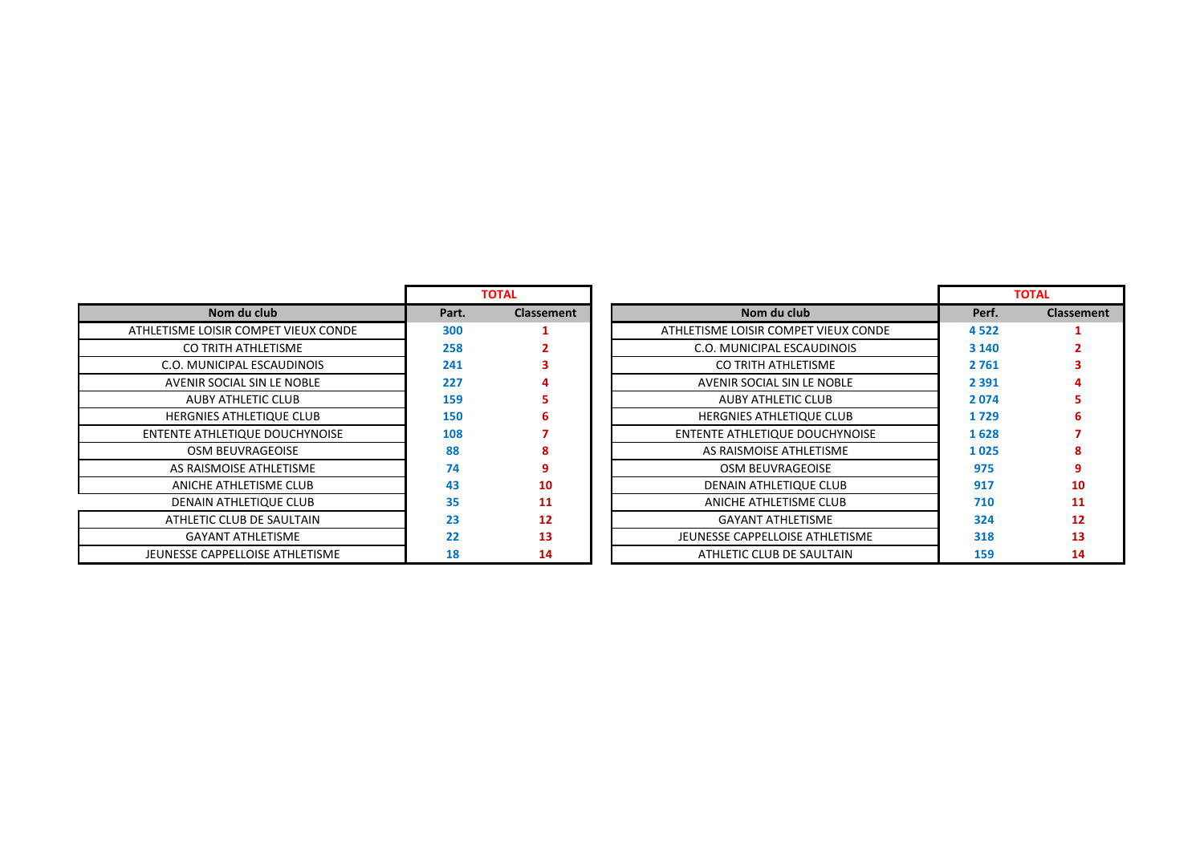| | TOTAL | |
|---|---|---|
| Nom du club | Part. | Classement |
| ATHLETISME LOISIR COMPET VIEUX CONDE | 300 | 1 |
| CO TRITH ATHLETISME | 258 | 2 |
| C.O. MUNICIPAL ESCAUDINOIS | 241 | 3 |
| AVENIR SOCIAL SIN LE NOBLE | 227 | 4 |
| AUBY ATHLETIC CLUB | 159 | 5 |
| HERGNIES ATHLETIQUE CLUB | 150 | 6 |
| ENTENTE ATHLETIQUE DOUCHYNOISE | 108 | 7 |
| OSM BEUVRAGEOISE | 88 | 8 |
| AS RAISMOISE ATHLETISME | 74 | 9 |
| ANICHE ATHLETISME CLUB | 43 | 10 |
| DENAIN ATHLETIQUE CLUB | 35 | 11 |
| ATHLETIC CLUB DE SAULTAIN | 23 | 12 |
| GAYANT ATHLETISME | 22 | 13 |
| JEUNESSE CAPPELLOISE ATHLETISME | 18 | 14 |

| | TOTAL | |
|---|---|---|
| Nom du club | Perf. | Classement |
| ATHLETISME LOISIR COMPET VIEUX CONDE | 4 522 | 1 |
| C.O. MUNICIPAL ESCAUDINOIS | 3 140 | 2 |
| CO TRITH ATHLETISME | 2 761 | 3 |
| AVENIR SOCIAL SIN LE NOBLE | 2 391 | 4 |
| AUBY ATHLETIC CLUB | 2 074 | 5 |
| HERGNIES ATHLETIQUE CLUB | 1 729 | 6 |
| ENTENTE ATHLETIQUE DOUCHYNOISE | 1 628 | 7 |
| AS RAISMOISE ATHLETISME | 1 025 | 8 |
| OSM BEUVRAGEOISE | 975 | 9 |
| DENAIN ATHLETIQUE CLUB | 917 | 10 |
| ANICHE ATHLETISME CLUB | 710 | 11 |
| GAYANT ATHLETISME | 324 | 12 |
| JEUNESSE CAPPELLOISE ATHLETISME | 318 | 13 |
| ATHLETIC CLUB DE SAULTAIN | 159 | 14 |